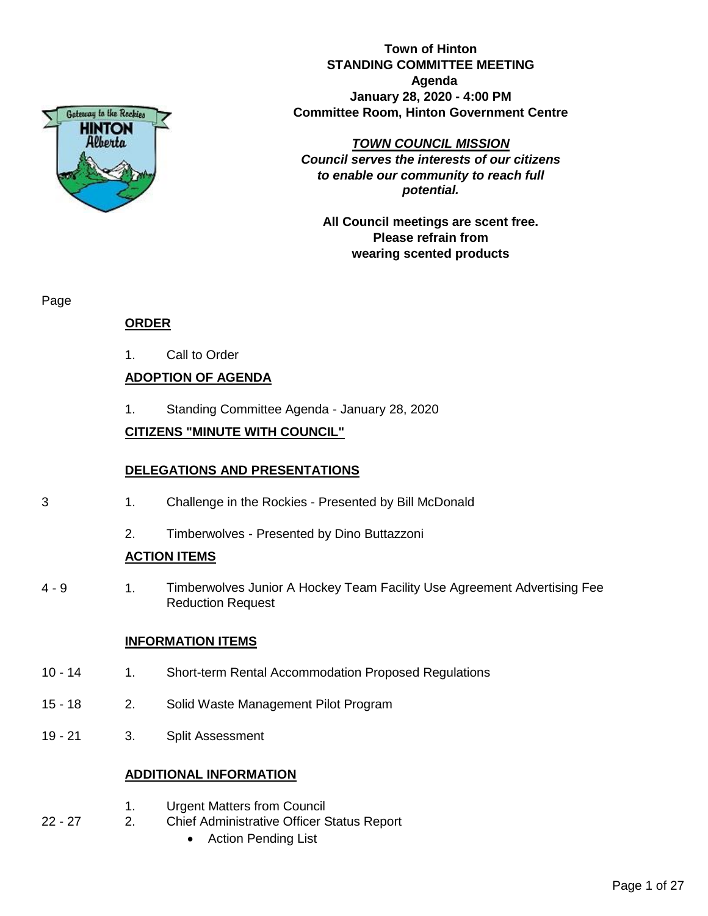**Town of Hinton**
**STANDING COMMITTEE MEETING**
**Agenda**
**January 28, 2020 - 4:00 PM**
**Committee Room, Hinton Government Centre**

***TOWN COUNCIL MISSION***
***Council serves the interests of our citizens to enable our community to reach full potential.***

**All Council meetings are scent free. Please refrain from wearing scented products**

| Page | | |
|---|---|---|
| | | **ORDER** |
| | 1. | Call to Order |
| | | **ADOPTION OF AGENDA** |
| | 1. | Standing Committee Agenda - January 28, 2020 |
| | | **CITIZENS "MINUTE WITH COUNCIL"** |
| | | **DELEGATIONS AND PRESENTATIONS** |
| 3 | 1. | Challenge in the Rockies - Presented by Bill McDonald |
| | 2. | Timberwolves - Presented by Dino Buttazzoni |
| | | **ACTION ITEMS** |
| 4 - 9 | 1. | Timberwolves Junior A Hockey Team Facility Use Agreement Advertising Fee Reduction Request |
| | | **INFORMATION ITEMS** |
| 10 - 14 | 1. | Short-term Rental Accommodation Proposed Regulations |
| 15 - 18 | 2. | Solid Waste Management Pilot Program |
| 19 - 21 | 3. | Split Assessment |
| | | **ADDITIONAL INFORMATION** |
| | 1. | Urgent Matters from Council |
| 22 - 27 | 2. | Chief Administrative Officer Status Report<br>• Action Pending List |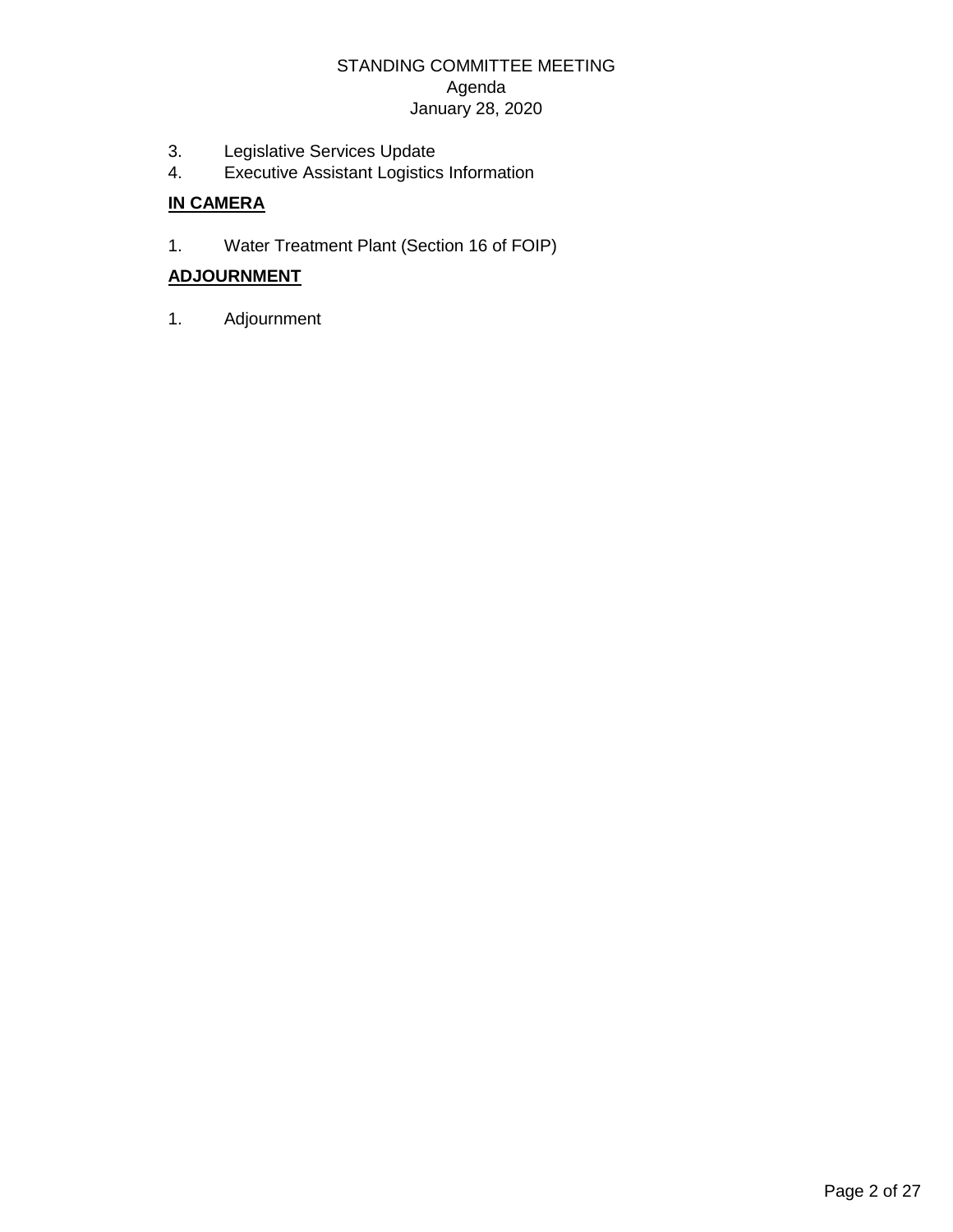3. Legislative Services Update
4. Executive Assistant Logistics Information

**IN CAMERA**

1. Water Treatment Plant (Section 16 of FOIP)

**ADJOURNMENT**

1. Adjournment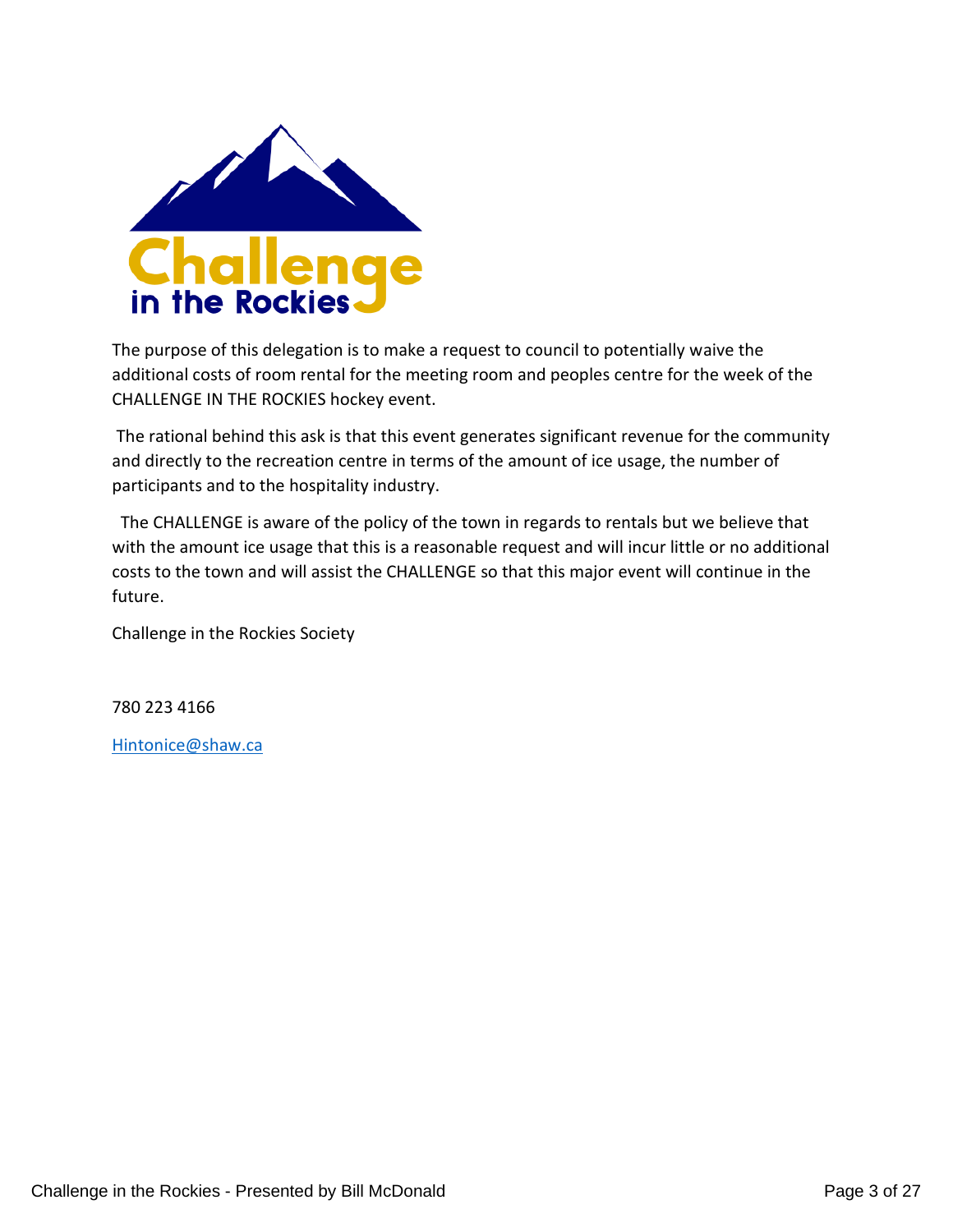The purpose of this delegation is to make a request to council to potentially waive the additional costs of room rental for the meeting room and peoples centre for the week of the CHALLENGE IN THE ROCKIES hockey event.

The rational behind this ask is that this event generates significant revenue for the community and directly to the recreation centre in terms of the amount of ice usage, the number of participants and to the hospitality industry.

The CHALLENGE is aware of the policy of the town in regards to rentals but we believe that with the amount ice usage that this is a reasonable request and will incur little or no additional costs to the town and will assist the CHALLENGE so that this major event will continue in the future.

Challenge in the Rockies Society

780 223 4166

Hintonice@shaw.ca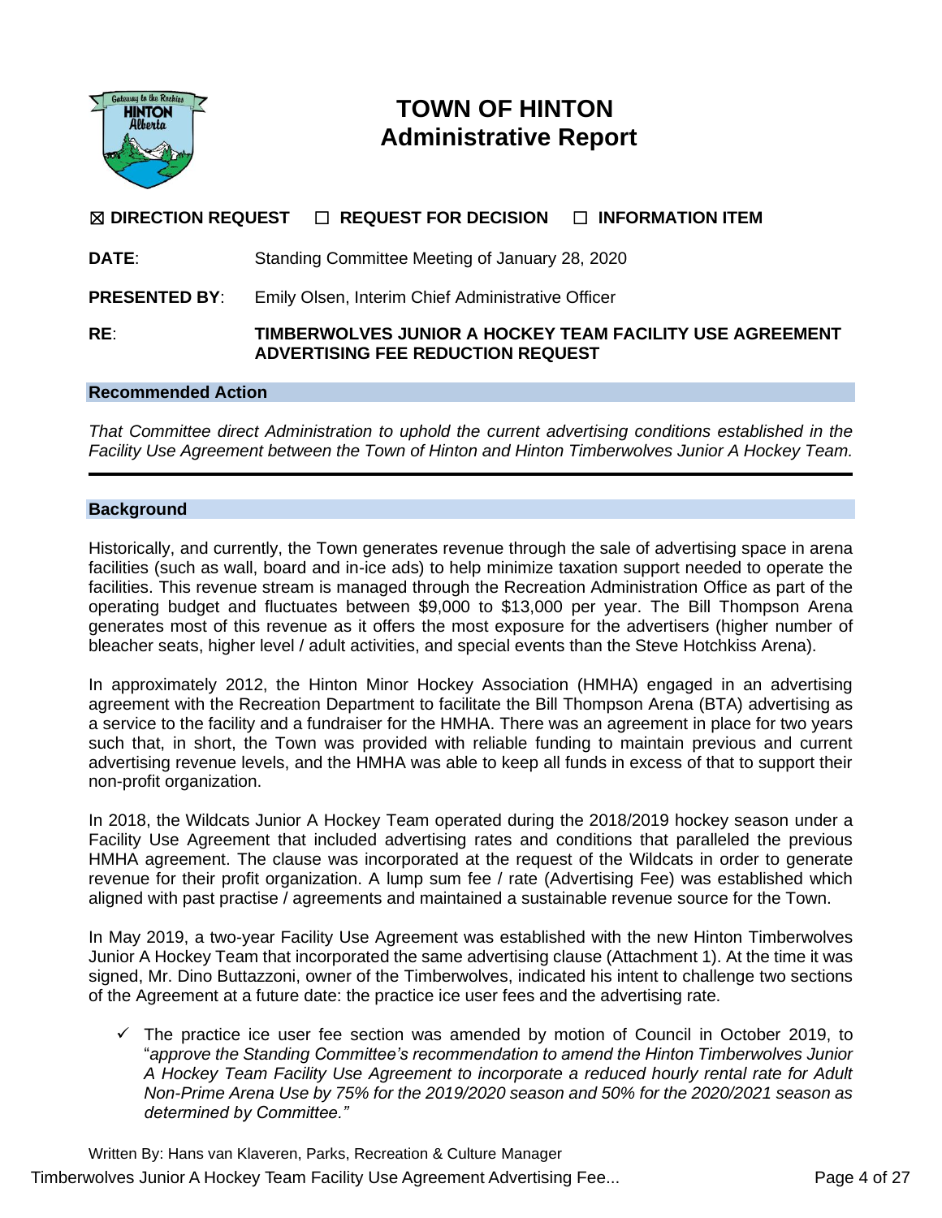# TOWN OF HINTON
## Administrative Report

☒ **DIRECTION REQUEST** ☐ **REQUEST FOR DECISION** ☐ **INFORMATION ITEM**

**DATE**: Standing Committee Meeting of January 28, 2020

**PRESENTED BY**: Emily Olsen, Interim Chief Administrative Officer

**RE**: **TIMBERWOLVES JUNIOR A HOCKEY TEAM FACILITY USE AGREEMENT ADVERTISING FEE REDUCTION REQUEST**

### Recommended Action

*That Committee direct Administration to uphold the current advertising conditions established in the Facility Use Agreement between the Town of Hinton and Hinton Timberwolves Junior A Hockey Team.*

---

### Background

Historically, and currently, the Town generates revenue through the sale of advertising space in arena facilities (such as wall, board and in-ice ads) to help minimize taxation support needed to operate the facilities. This revenue stream is managed through the Recreation Administration Office as part of the operating budget and fluctuates between $9,000 to $13,000 per year. The Bill Thompson Arena generates most of this revenue as it offers the most exposure for the advertisers (higher number of bleacher seats, higher level / adult activities, and special events than the Steve Hotchkiss Arena).

In approximately 2012, the Hinton Minor Hockey Association (HMHA) engaged in an advertising agreement with the Recreation Department to facilitate the Bill Thompson Arena (BTA) advertising as a service to the facility and a fundraiser for the HMHA. There was an agreement in place for two years such that, in short, the Town was provided with reliable funding to maintain previous and current advertising revenue levels, and the HMHA was able to keep all funds in excess of that to support their non-profit organization.

In 2018, the Wildcats Junior A Hockey Team operated during the 2018/2019 hockey season under a Facility Use Agreement that included advertising rates and conditions that paralleled the previous HMHA agreement. The clause was incorporated at the request of the Wildcats in order to generate revenue for their profit organization. A lump sum fee / rate (Advertising Fee) was established which aligned with past practise / agreements and maintained a sustainable revenue source for the Town.

In May 2019, a two-year Facility Use Agreement was established with the new Hinton Timberwolves Junior A Hockey Team that incorporated the same advertising clause (Attachment 1). At the time it was signed, Mr. Dino Buttazzoni, owner of the Timberwolves, indicated his intent to challenge two sections of the Agreement at a future date: the practice ice user fees and the advertising rate.

- ✓ The practice ice user fee section was amended by motion of Council in October 2019, to "*approve the Standing Committee's recommendation to amend the Hinton Timberwolves Junior A Hockey Team Facility Use Agreement to incorporate a reduced hourly rental rate for Adult Non-Prime Arena Use by 75% for the 2019/2020 season and 50% for the 2020/2021 season as determined by Committee.*"

Written By: Hans van Klaveren, Parks, Recreation & Culture Manager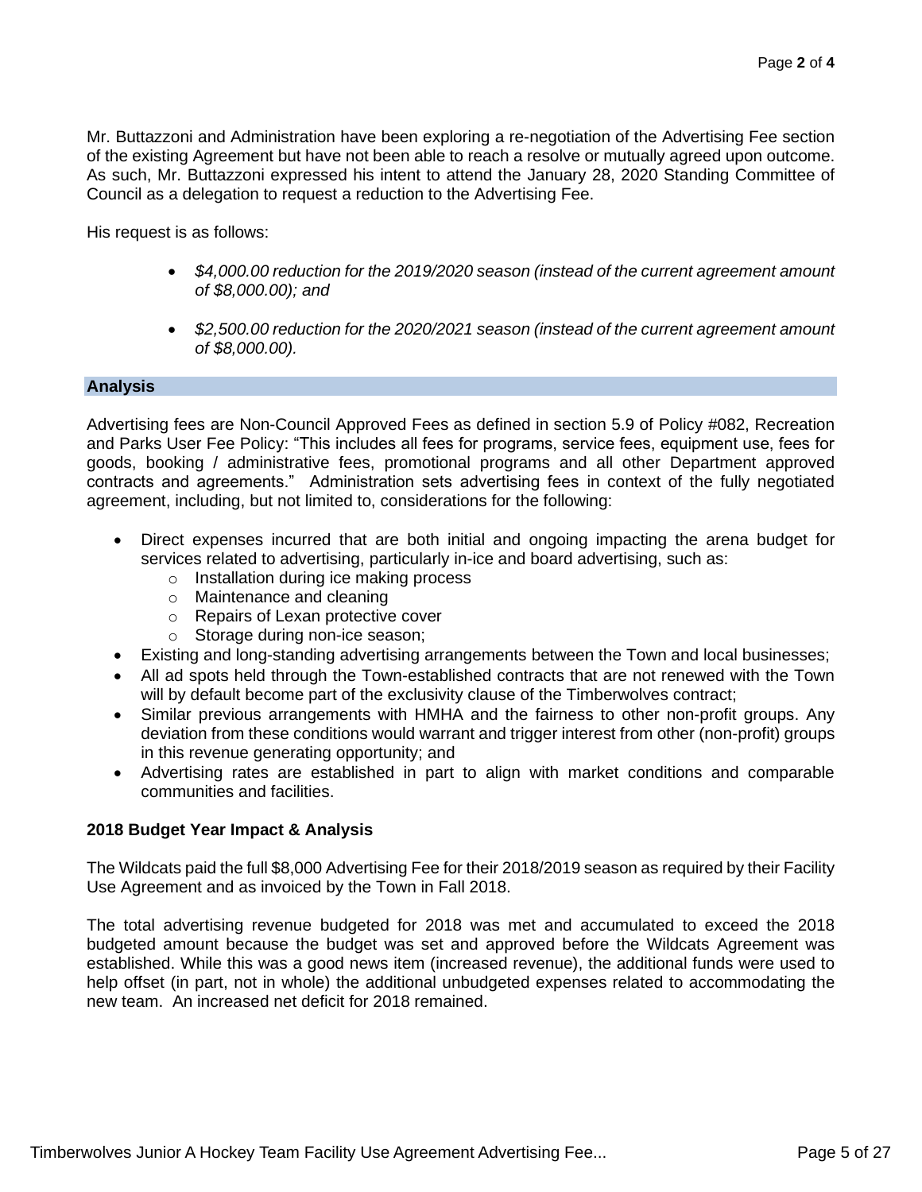Mr. Buttazzoni and Administration have been exploring a re-negotiation of the Advertising Fee section of the existing Agreement but have not been able to reach a resolve or mutually agreed upon outcome. As such, Mr. Buttazzoni expressed his intent to attend the January 28, 2020 Standing Committee of Council as a delegation to request a reduction to the Advertising Fee.

His request is as follows:

- *$4,000.00 reduction for the 2019/2020 season (instead of the current agreement amount of $8,000.00); and*
- *$2,500.00 reduction for the 2020/2021 season (instead of the current agreement amount of $8,000.00).*

## Analysis

Advertising fees are Non-Council Approved Fees as defined in section 5.9 of Policy #082, Recreation and Parks User Fee Policy: "This includes all fees for programs, service fees, equipment use, fees for goods, booking / administrative fees, promotional programs and all other Department approved contracts and agreements." Administration sets advertising fees in context of the fully negotiated agreement, including, but not limited to, considerations for the following:

- Direct expenses incurred that are both initial and ongoing impacting the arena budget for services related to advertising, particularly in-ice and board advertising, such as:
  - Installation during ice making process
  - Maintenance and cleaning
  - Repairs of Lexan protective cover
  - Storage during non-ice season;
- Existing and long-standing advertising arrangements between the Town and local businesses;
- All ad spots held through the Town-established contracts that are not renewed with the Town will by default become part of the exclusivity clause of the Timberwolves contract;
- Similar previous arrangements with HMHA and the fairness to other non-profit groups. Any deviation from these conditions would warrant and trigger interest from other (non-profit) groups in this revenue generating opportunity; and
- Advertising rates are established in part to align with market conditions and comparable communities and facilities.

### 2018 Budget Year Impact & Analysis

The Wildcats paid the full $8,000 Advertising Fee for their 2018/2019 season as required by their Facility Use Agreement and as invoiced by the Town in Fall 2018.

The total advertising revenue budgeted for 2018 was met and accumulated to exceed the 2018 budgeted amount because the budget was set and approved before the Wildcats Agreement was established. While this was a good news item (increased revenue), the additional funds were used to help offset (in part, not in whole) the additional unbudgeted expenses related to accommodating the new team. An increased net deficit for 2018 remained.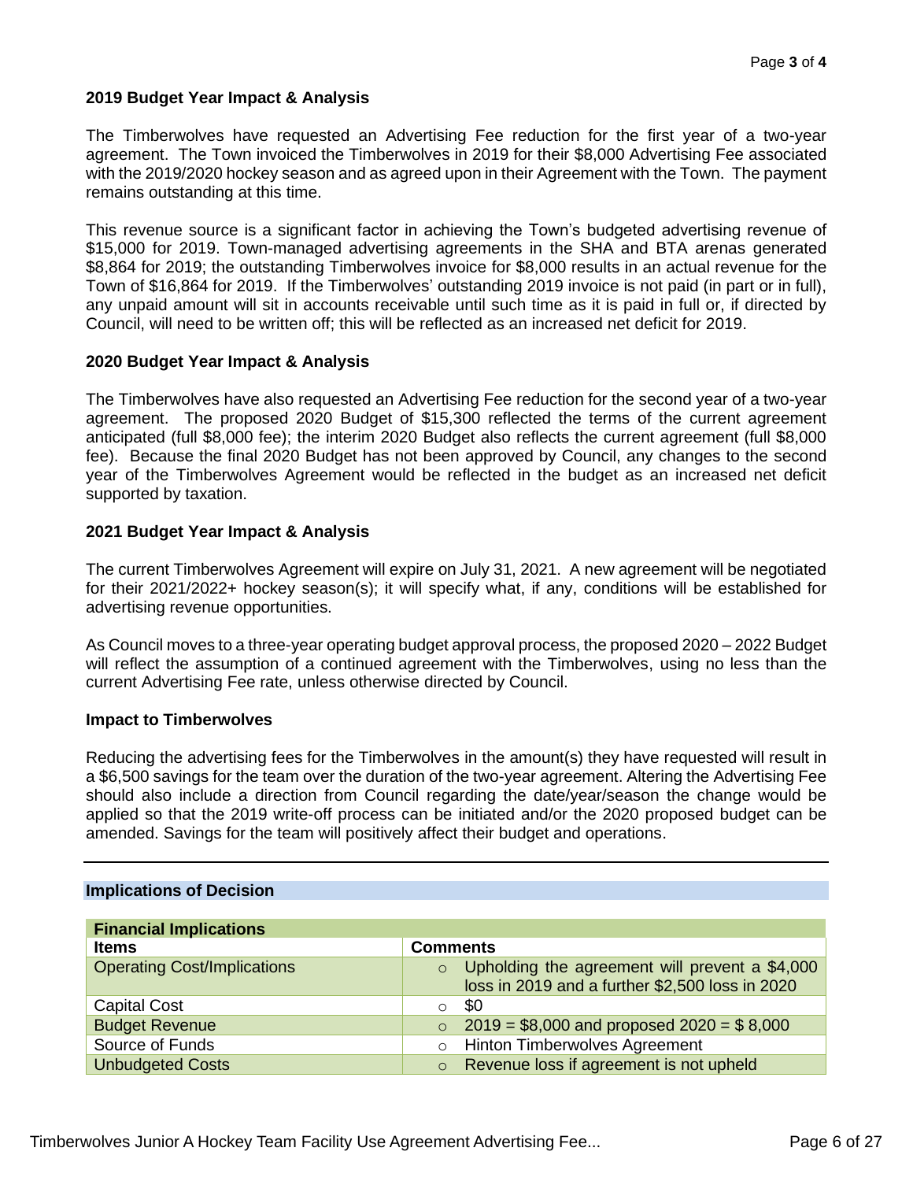### 2019 Budget Year Impact & Analysis

The Timberwolves have requested an Advertising Fee reduction for the first year of a two-year agreement. The Town invoiced the Timberwolves in 2019 for their $8,000 Advertising Fee associated with the 2019/2020 hockey season and as agreed upon in their Agreement with the Town. The payment remains outstanding at this time.

This revenue source is a significant factor in achieving the Town's budgeted advertising revenue of $15,000 for 2019. Town-managed advertising agreements in the SHA and BTA arenas generated $8,864 for 2019; the outstanding Timberwolves invoice for $8,000 results in an actual revenue for the Town of $16,864 for 2019. If the Timberwolves' outstanding 2019 invoice is not paid (in part or in full), any unpaid amount will sit in accounts receivable until such time as it is paid in full or, if directed by Council, will need to be written off; this will be reflected as an increased net deficit for 2019.

### 2020 Budget Year Impact & Analysis

The Timberwolves have also requested an Advertising Fee reduction for the second year of a two-year agreement. The proposed 2020 Budget of $15,300 reflected the terms of the current agreement anticipated (full $8,000 fee); the interim 2020 Budget also reflects the current agreement (full $8,000 fee). Because the final 2020 Budget has not been approved by Council, any changes to the second year of the Timberwolves Agreement would be reflected in the budget as an increased net deficit supported by taxation.

### 2021 Budget Year Impact & Analysis

The current Timberwolves Agreement will expire on July 31, 2021. A new agreement will be negotiated for their 2021/2022+ hockey season(s); it will specify what, if any, conditions will be established for advertising revenue opportunities.

As Council moves to a three-year operating budget approval process, the proposed 2020 – 2022 Budget will reflect the assumption of a continued agreement with the Timberwolves, using no less than the current Advertising Fee rate, unless otherwise directed by Council.

### Impact to Timberwolves

Reducing the advertising fees for the Timberwolves in the amount(s) they have requested will result in a $6,500 savings for the team over the duration of the two-year agreement. Altering the Advertising Fee should also include a direction from Council regarding the date/year/season the change would be applied so that the 2019 write-off process can be initiated and/or the 2020 proposed budget can be amended. Savings for the team will positively affect their budget and operations.

---

## Implications of Decision

| Financial Implications | |
|---|---|
| **Items** | **Comments** |
| Operating Cost/Implications | Upholding the agreement will prevent a $4,000 loss in 2019 and a further $2,500 loss in 2020 |
| Capital Cost | $0 |
| Budget Revenue | 2019 = $8,000 and proposed 2020 = $ 8,000 |
| Source of Funds | Hinton Timberwolves Agreement |
| Unbudgeted Costs | Revenue loss if agreement is not upheld |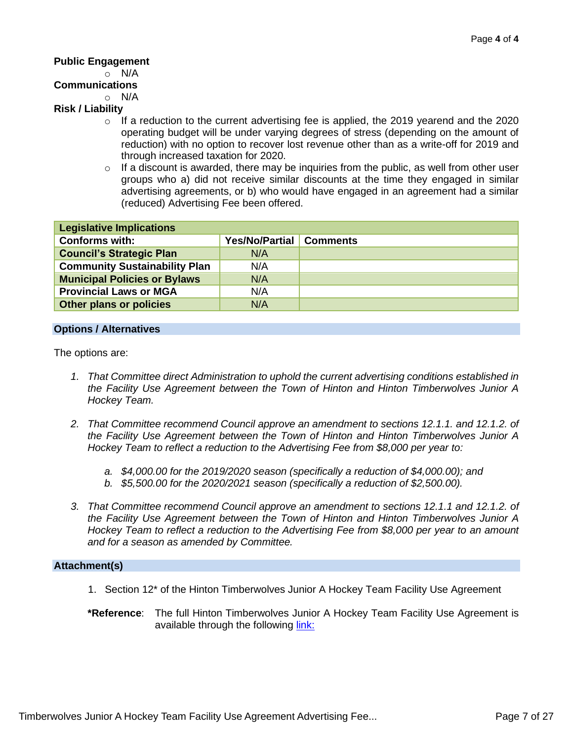**Public Engagement**

- N/A

**Communications**

- N/A

**Risk / Liability**

- If a reduction to the current advertising fee is applied, the 2019 yearend and the 2020 operating budget will be under varying degrees of stress (depending on the amount of reduction) with no option to recover lost revenue other than as a write-off for 2019 and through increased taxation for 2020.
- If a discount is awarded, there may be inquiries from the public, as well from other user groups who a) did not receive similar discounts at the time they engaged in similar advertising agreements, or b) who would have engaged in an agreement had a similar (reduced) Advertising Fee been offered.

| **Legislative Implications** | | |
|---|---|---|
| **Conforms with:** | **Yes/No/Partial** | **Comments** |
| **Council's Strategic Plan** | N/A | |
| **Community Sustainability Plan** | N/A | |
| **Municipal Policies or Bylaws** | N/A | |
| **Provincial Laws or MGA** | N/A | |
| **Other plans or policies** | N/A | |

## Options / Alternatives

The options are:

1. *That Committee direct Administration to uphold the current advertising conditions established in the Facility Use Agreement between the Town of Hinton and Hinton Timberwolves Junior A Hockey Team.*

2. *That Committee recommend Council approve an amendment to sections 12.1.1. and 12.1.2. of the Facility Use Agreement between the Town of Hinton and Hinton Timberwolves Junior A Hockey Team to reflect a reduction to the Advertising Fee from $8,000 per year to:*

   a. *$4,000.00 for the 2019/2020 season (specifically a reduction of $4,000.00); and*
   
   b. *$5,500.00 for the 2020/2021 season (specifically a reduction of $2,500.00).*

3. *That Committee recommend Council approve an amendment to sections 12.1.1 and 12.1.2. of the Facility Use Agreement between the Town of Hinton and Hinton Timberwolves Junior A Hockey Team to reflect a reduction to the Advertising Fee from $8,000 per year to an amount and for a season as amended by Committee.*

## Attachment(s)

1. Section 12* of the Hinton Timberwolves Junior A Hockey Team Facility Use Agreement

**\*Reference**: The full Hinton Timberwolves Junior A Hockey Team Facility Use Agreement is available through the following link: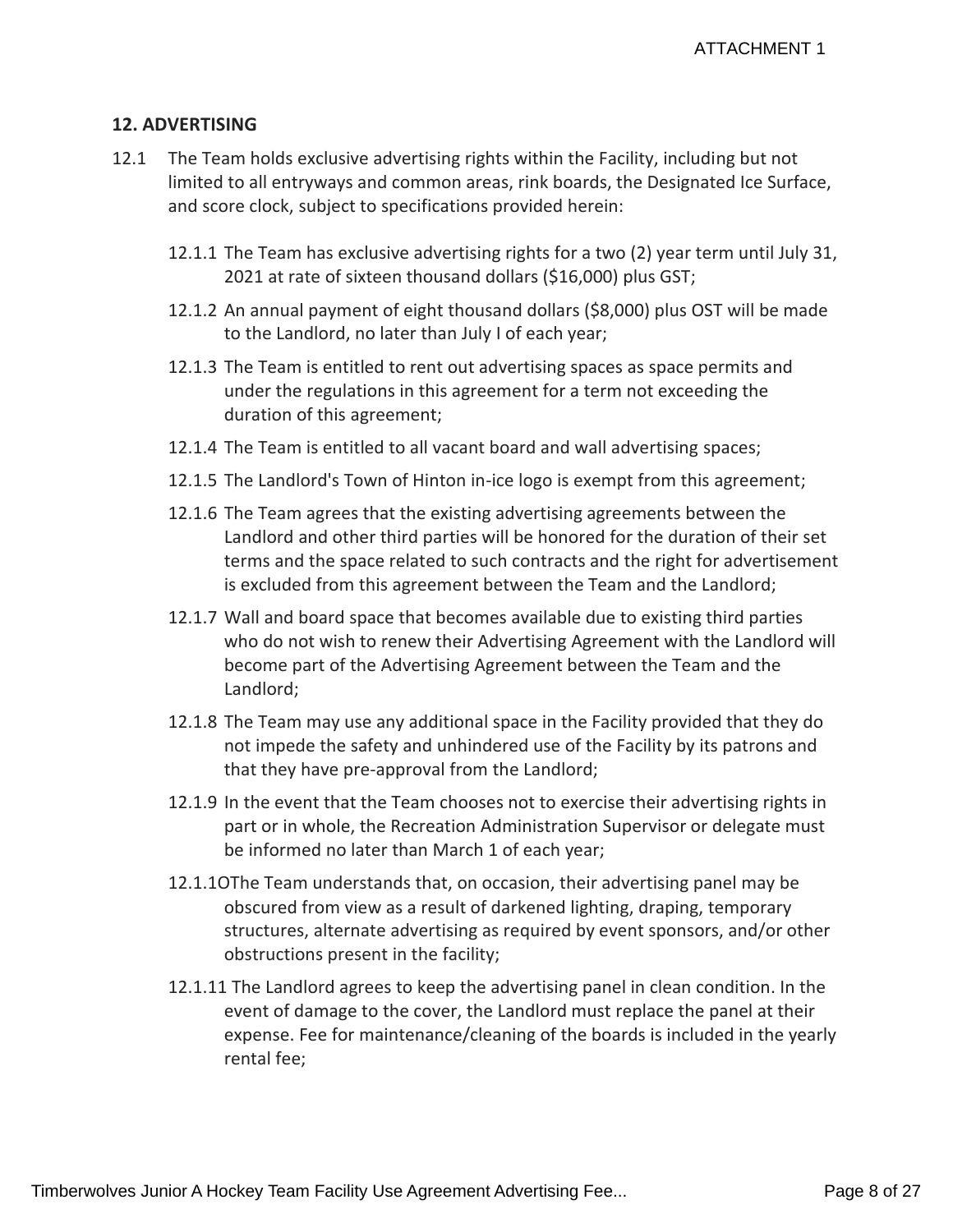ATTACHMENT 1

## 12. ADVERTISING

12.1 The Team holds exclusive advertising rights within the Facility, including but not limited to all entryways and common areas, rink boards, the Designated Ice Surface, and score clock, subject to specifications provided herein:

- 12.1.1 The Team has exclusive advertising rights for a two (2) year term until July 31, 2021 at rate of sixteen thousand dollars ($16,000) plus GST;
- 12.1.2 An annual payment of eight thousand dollars ($8,000) plus OST will be made to the Landlord, no later than July I of each year;
- 12.1.3 The Team is entitled to rent out advertising spaces as space permits and under the regulations in this agreement for a term not exceeding the duration of this agreement;
- 12.1.4 The Team is entitled to all vacant board and wall advertising spaces;
- 12.1.5 The Landlord's Town of Hinton in-ice logo is exempt from this agreement;
- 12.1.6 The Team agrees that the existing advertising agreements between the Landlord and other third parties will be honored for the duration of their set terms and the space related to such contracts and the right for advertisement is excluded from this agreement between the Team and the Landlord;
- 12.1.7 Wall and board space that becomes available due to existing third parties who do not wish to renew their Advertising Agreement with the Landlord will become part of the Advertising Agreement between the Team and the Landlord;
- 12.1.8 The Team may use any additional space in the Facility provided that they do not impede the safety and unhindered use of the Facility by its patrons and that they have pre-approval from the Landlord;
- 12.1.9 In the event that the Team chooses not to exercise their advertising rights in part or in whole, the Recreation Administration Supervisor or delegate must be informed no later than March 1 of each year;
- 12.1.1OThe Team understands that, on occasion, their advertising panel may be obscured from view as a result of darkened lighting, draping, temporary structures, alternate advertising as required by event sponsors, and/or other obstructions present in the facility;
- 12.1.11 The Landlord agrees to keep the advertising panel in clean condition. In the event of damage to the cover, the Landlord must replace the panel at their expense. Fee for maintenance/cleaning of the boards is included in the yearly rental fee;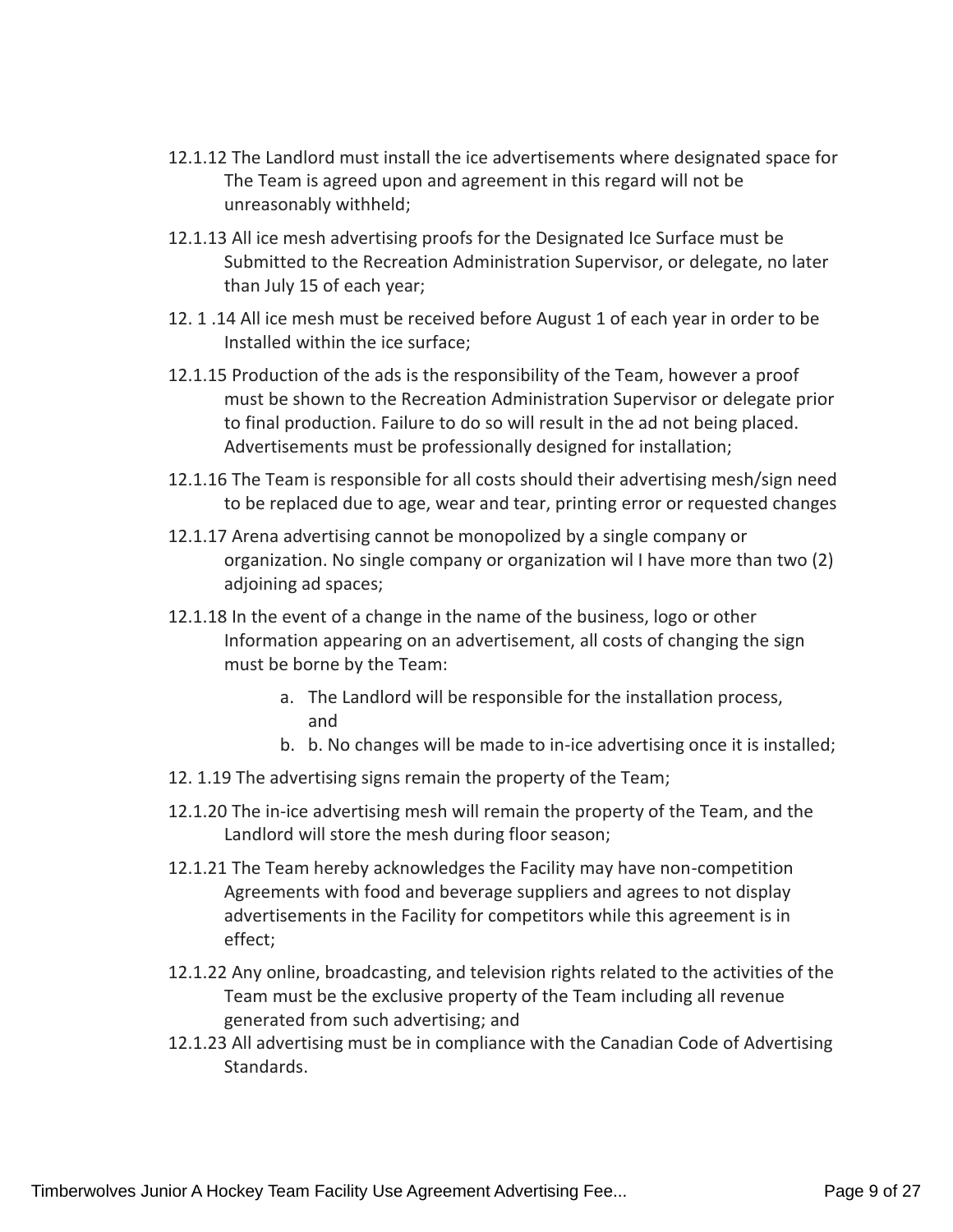12.1.12 The Landlord must install the ice advertisements where designated space for The Team is agreed upon and agreement in this regard will not be unreasonably withheld;

12.1.13 All ice mesh advertising proofs for the Designated Ice Surface must be Submitted to the Recreation Administration Supervisor, or delegate, no later than July 15 of each year;

12. 1 .14 All ice mesh must be received before August 1 of each year in order to be Installed within the ice surface;

12.1.15 Production of the ads is the responsibility of the Team, however a proof must be shown to the Recreation Administration Supervisor or delegate prior to final production. Failure to do so will result in the ad not being placed. Advertisements must be professionally designed for installation;

12.1.16 The Team is responsible for all costs should their advertising mesh/sign need to be replaced due to age, wear and tear, printing error or requested changes

12.1.17 Arena advertising cannot be monopolized by a single company or organization. No single company or organization wil I have more than two (2) adjoining ad spaces;

12.1.18 In the event of a change in the name of the business, logo or other Information appearing on an advertisement, all costs of changing the sign must be borne by the Team:

a. The Landlord will be responsible for the installation process, and
b. b. No changes will be made to in-ice advertising once it is installed;

12. 1.19 The advertising signs remain the property of the Team;

12.1.20 The in-ice advertising mesh will remain the property of the Team, and the Landlord will store the mesh during floor season;

12.1.21 The Team hereby acknowledges the Facility may have non-competition Agreements with food and beverage suppliers and agrees to not display advertisements in the Facility for competitors while this agreement is in effect;

12.1.22 Any online, broadcasting, and television rights related to the activities of the Team must be the exclusive property of the Team including all revenue generated from such advertising; and

12.1.23 All advertising must be in compliance with the Canadian Code of Advertising Standards.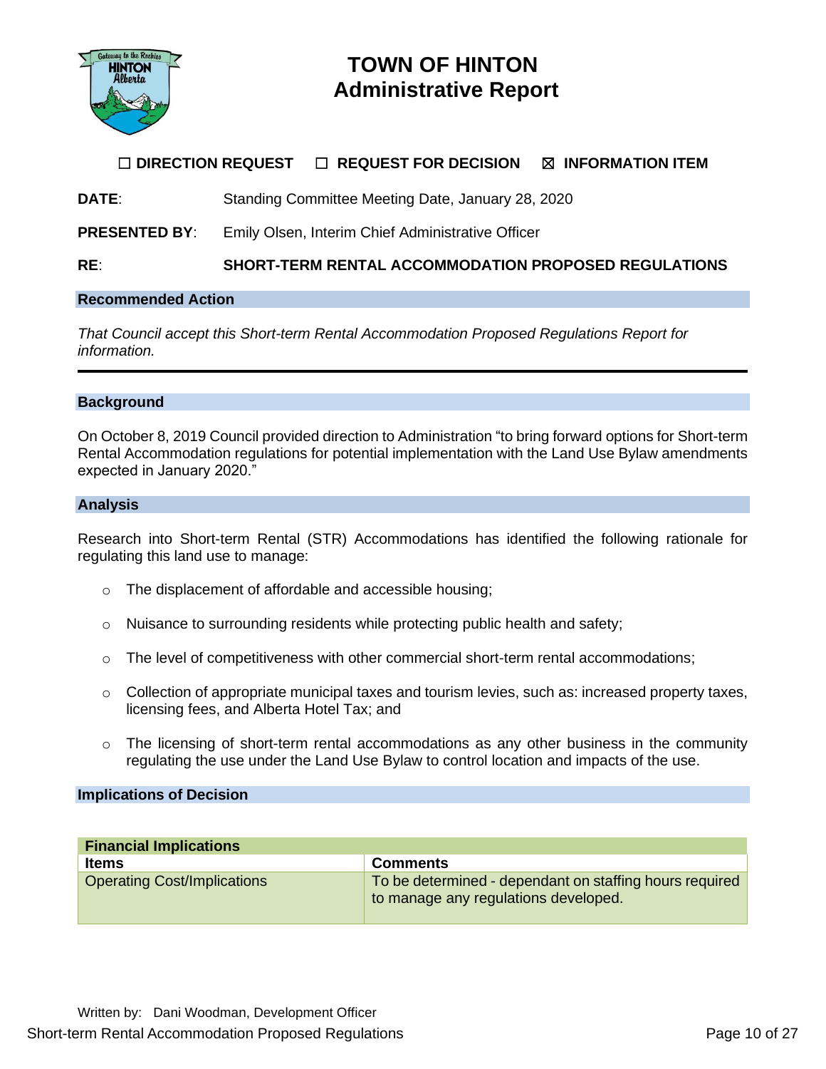# TOWN OF HINTON
# Administrative Report

☐ **DIRECTION REQUEST** ☐ **REQUEST FOR DECISION** ☒ **INFORMATION ITEM**

**DATE**: Standing Committee Meeting Date, January 28, 2020

**PRESENTED BY**: Emily Olsen, Interim Chief Administrative Officer

**RE**: **SHORT-TERM RENTAL ACCOMMODATION PROPOSED REGULATIONS**

## Recommended Action

*That Council accept this Short-term Rental Accommodation Proposed Regulations Report for information.*

---

## Background

On October 8, 2019 Council provided direction to Administration "to bring forward options for Short-term Rental Accommodation regulations for potential implementation with the Land Use Bylaw amendments expected in January 2020."

## Analysis

Research into Short-term Rental (STR) Accommodations has identified the following rationale for regulating this land use to manage:

- The displacement of affordable and accessible housing;
- Nuisance to surrounding residents while protecting public health and safety;
- The level of competitiveness with other commercial short-term rental accommodations;
- Collection of appropriate municipal taxes and tourism levies, such as: increased property taxes, licensing fees, and Alberta Hotel Tax; and
- The licensing of short-term rental accommodations as any other business in the community regulating the use under the Land Use Bylaw to control location and impacts of the use.

## Implications of Decision

| **Financial Implications** | |
|---|---|
| **Items** | **Comments** |
| Operating Cost/Implications | To be determined - dependant on staffing hours required to manage any regulations developed. |

Written by: Dani Woodman, Development Officer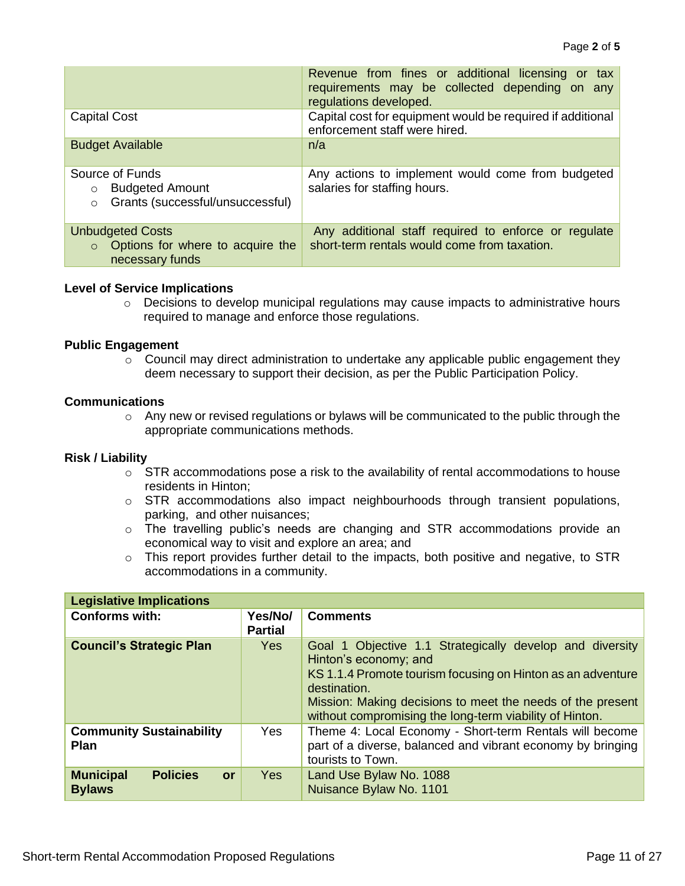| | |
|---|---|
| | Revenue from fines or additional licensing or tax requirements may be collected depending on any regulations developed. |
| Capital Cost | Capital cost for equipment would be required if additional enforcement staff were hired. |
| Budget Available | n/a |
| Source of Funds<br>○ Budgeted Amount<br>○ Grants (successful/unsuccessful) | Any actions to implement would come from budgeted salaries for staffing hours. |
| Unbudgeted Costs<br>○ Options for where to acquire the necessary funds | Any additional staff required to enforce or regulate short-term rentals would come from taxation. |

**Level of Service Implications**

- Decisions to develop municipal regulations may cause impacts to administrative hours required to manage and enforce those regulations.

**Public Engagement**

- Council may direct administration to undertake any applicable public engagement they deem necessary to support their decision, as per the Public Participation Policy.

**Communications**

- Any new or revised regulations or bylaws will be communicated to the public through the appropriate communications methods.

**Risk / Liability**

- STR accommodations pose a risk to the availability of rental accommodations to house residents in Hinton;
- STR accommodations also impact neighbourhoods through transient populations, parking, and other nuisances;
- The travelling public's needs are changing and STR accommodations provide an economical way to visit and explore an area; and
- This report provides further detail to the impacts, both positive and negative, to STR accommodations in a community.

| **Legislative Implications** | | |
|---|---|---|
| **Conforms with:** | **Yes/No/ Partial** | **Comments** |
| **Council's Strategic Plan** | Yes | Goal 1 Objective 1.1 Strategically develop and diversity Hinton's economy; and<br>KS 1.1.4 Promote tourism focusing on Hinton as an adventure destination.<br>Mission: Making decisions to meet the needs of the present without compromising the long-term viability of Hinton. |
| **Community Sustainability Plan** | Yes | Theme 4: Local Economy - Short-term Rentals will become part of a diverse, balanced and vibrant economy by bringing tourists to Town. |
| **Municipal Policies or Bylaws** | Yes | Land Use Bylaw No. 1088<br>Nuisance Bylaw No. 1101 |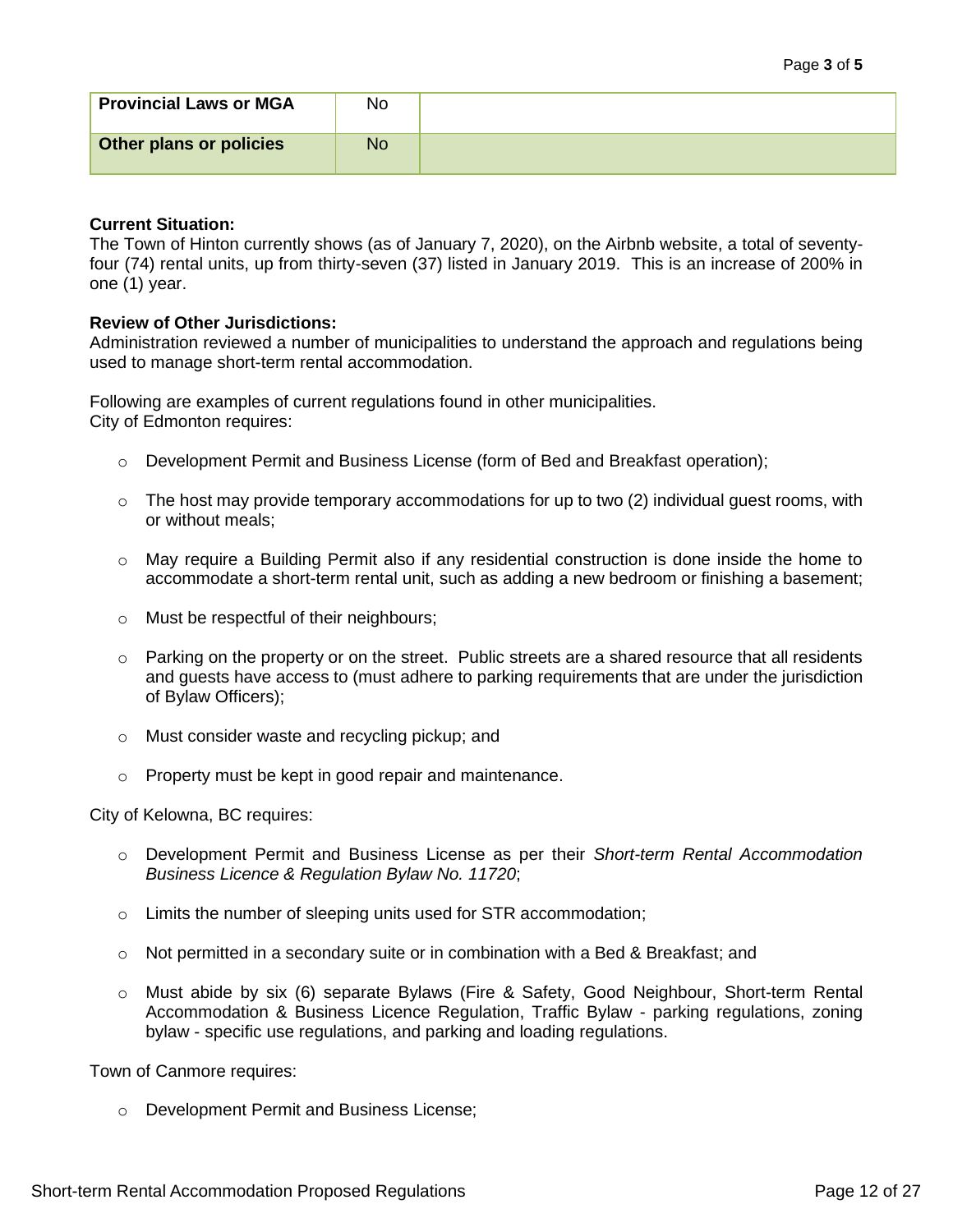| Provincial Laws or MGA | No | |
|---|---|---|
| **Other plans or policies** | No | |

**Current Situation:**
The Town of Hinton currently shows (as of January 7, 2020), on the Airbnb website, a total of seventy-four (74) rental units, up from thirty-seven (37) listed in January 2019. This is an increase of 200% in one (1) year.

**Review of Other Jurisdictions:**
Administration reviewed a number of municipalities to understand the approach and regulations being used to manage short-term rental accommodation.

Following are examples of current regulations found in other municipalities.
City of Edmonton requires:

- Development Permit and Business License (form of Bed and Breakfast operation);
- The host may provide temporary accommodations for up to two (2) individual guest rooms, with or without meals;
- May require a Building Permit also if any residential construction is done inside the home to accommodate a short-term rental unit, such as adding a new bedroom or finishing a basement;
- Must be respectful of their neighbours;
- Parking on the property or on the street. Public streets are a shared resource that all residents and guests have access to (must adhere to parking requirements that are under the jurisdiction of Bylaw Officers);
- Must consider waste and recycling pickup; and
- Property must be kept in good repair and maintenance.

City of Kelowna, BC requires:

- Development Permit and Business License as per their *Short-term Rental Accommodation Business Licence & Regulation Bylaw No. 11720*;
- Limits the number of sleeping units used for STR accommodation;
- Not permitted in a secondary suite or in combination with a Bed & Breakfast; and
- Must abide by six (6) separate Bylaws (Fire & Safety, Good Neighbour, Short-term Rental Accommodation & Business Licence Regulation, Traffic Bylaw - parking regulations, zoning bylaw - specific use regulations, and parking and loading regulations.

Town of Canmore requires:

- Development Permit and Business License;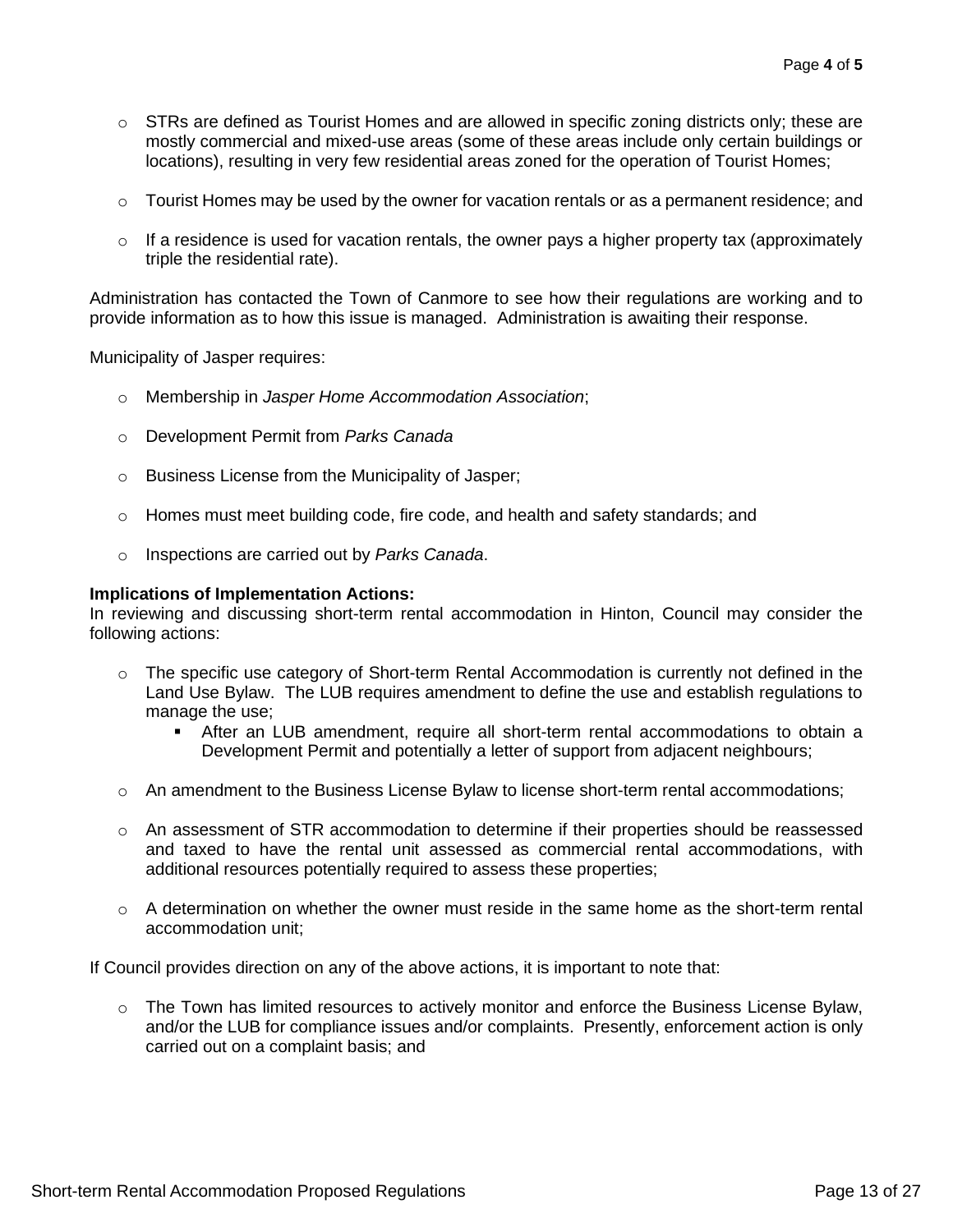- STRs are defined as Tourist Homes and are allowed in specific zoning districts only; these are mostly commercial and mixed-use areas (some of these areas include only certain buildings or locations), resulting in very few residential areas zoned for the operation of Tourist Homes;

- Tourist Homes may be used by the owner for vacation rentals or as a permanent residence; and

- If a residence is used for vacation rentals, the owner pays a higher property tax (approximately triple the residential rate).

Administration has contacted the Town of Canmore to see how their regulations are working and to provide information as to how this issue is managed. Administration is awaiting their response.

Municipality of Jasper requires:

- Membership in *Jasper Home Accommodation Association*;

- Development Permit from *Parks Canada*

- Business License from the Municipality of Jasper;

- Homes must meet building code, fire code, and health and safety standards; and

- Inspections are carried out by *Parks Canada*.

**Implications of Implementation Actions:**
In reviewing and discussing short-term rental accommodation in Hinton, Council may consider the following actions:

- The specific use category of Short-term Rental Accommodation is currently not defined in the Land Use Bylaw. The LUB requires amendment to define the use and establish regulations to manage the use;
  - After an LUB amendment, require all short-term rental accommodations to obtain a Development Permit and potentially a letter of support from adjacent neighbours;

- An amendment to the Business License Bylaw to license short-term rental accommodations;

- An assessment of STR accommodation to determine if their properties should be reassessed and taxed to have the rental unit assessed as commercial rental accommodations, with additional resources potentially required to assess these properties;

- A determination on whether the owner must reside in the same home as the short-term rental accommodation unit;

If Council provides direction on any of the above actions, it is important to note that:

- The Town has limited resources to actively monitor and enforce the Business License Bylaw, and/or the LUB for compliance issues and/or complaints. Presently, enforcement action is only carried out on a complaint basis; and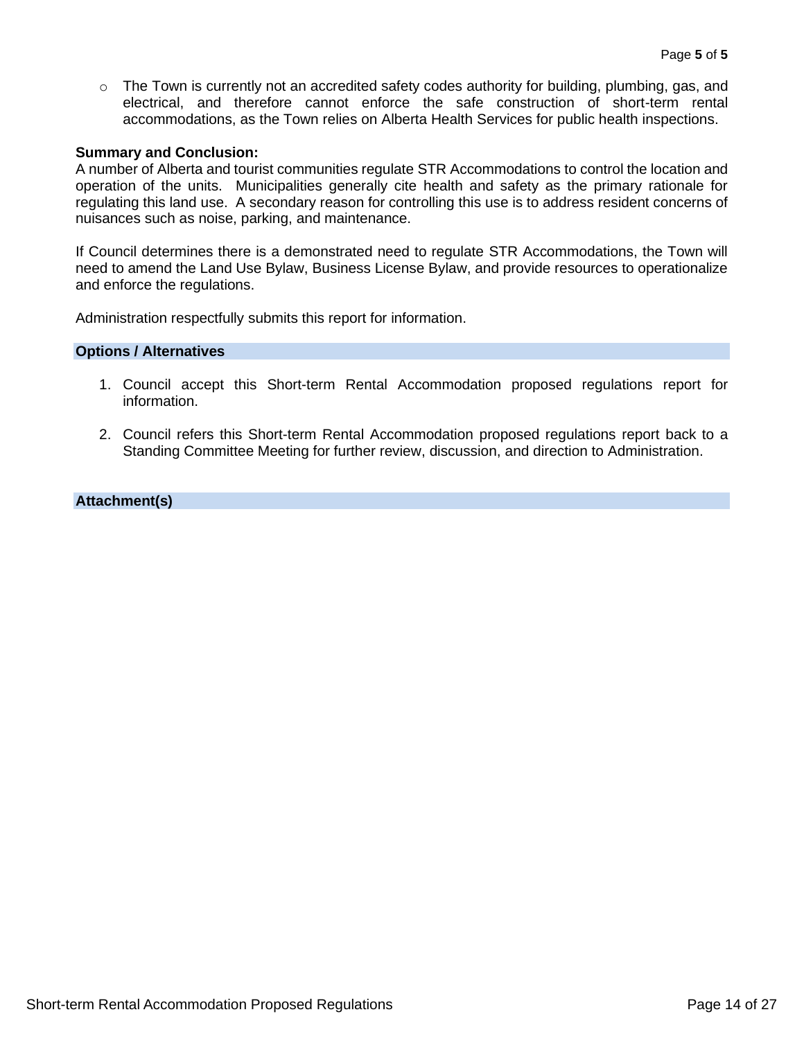- The Town is currently not an accredited safety codes authority for building, plumbing, gas, and electrical, and therefore cannot enforce the safe construction of short-term rental accommodations, as the Town relies on Alberta Health Services for public health inspections.

**Summary and Conclusion:**
A number of Alberta and tourist communities regulate STR Accommodations to control the location and operation of the units. Municipalities generally cite health and safety as the primary rationale for regulating this land use. A secondary reason for controlling this use is to address resident concerns of nuisances such as noise, parking, and maintenance.

If Council determines there is a demonstrated need to regulate STR Accommodations, the Town will need to amend the Land Use Bylaw, Business License Bylaw, and provide resources to operationalize and enforce the regulations.

Administration respectfully submits this report for information.

## Options / Alternatives

1. Council accept this Short-term Rental Accommodation proposed regulations report for information.
2. Council refers this Short-term Rental Accommodation proposed regulations report back to a Standing Committee Meeting for further review, discussion, and direction to Administration.

## Attachment(s)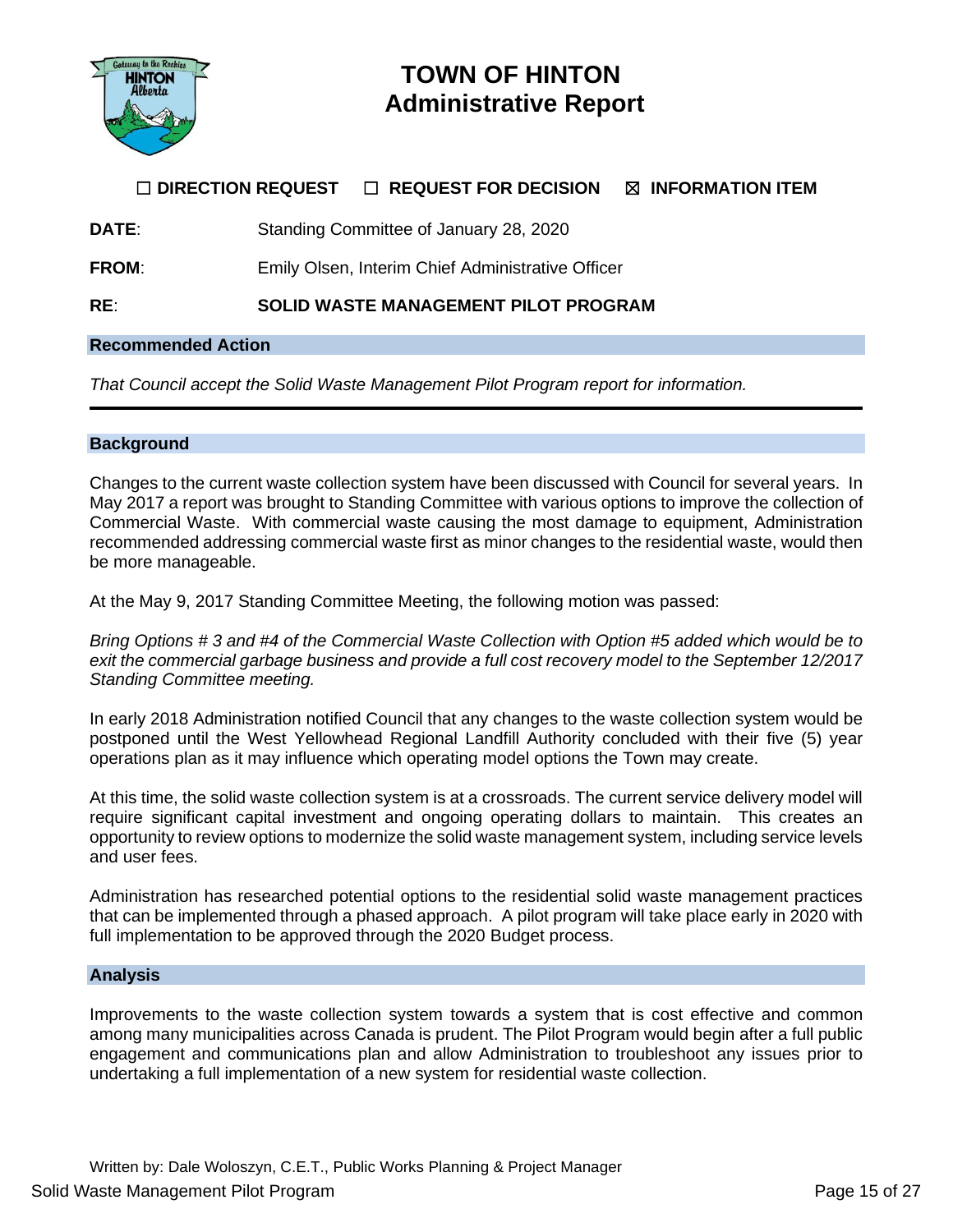# TOWN OF HINTON
# Administrative Report

☐ **DIRECTION REQUEST** ☐ **REQUEST FOR DECISION** ☒ **INFORMATION ITEM**

**DATE**: Standing Committee of January 28, 2020

**FROM**: Emily Olsen, Interim Chief Administrative Officer

**RE**: **SOLID WASTE MANAGEMENT PILOT PROGRAM**

## Recommended Action

*That Council accept the Solid Waste Management Pilot Program report for information.*

---

## Background

Changes to the current waste collection system have been discussed with Council for several years. In May 2017 a report was brought to Standing Committee with various options to improve the collection of Commercial Waste. With commercial waste causing the most damage to equipment, Administration recommended addressing commercial waste first as minor changes to the residential waste, would then be more manageable.

At the May 9, 2017 Standing Committee Meeting, the following motion was passed:

*Bring Options # 3 and #4 of the Commercial Waste Collection with Option #5 added which would be to exit the commercial garbage business and provide a full cost recovery model to the September 12/2017 Standing Committee meeting.*

In early 2018 Administration notified Council that any changes to the waste collection system would be postponed until the West Yellowhead Regional Landfill Authority concluded with their five (5) year operations plan as it may influence which operating model options the Town may create.

At this time, the solid waste collection system is at a crossroads. The current service delivery model will require significant capital investment and ongoing operating dollars to maintain. This creates an opportunity to review options to modernize the solid waste management system, including service levels and user fees.

Administration has researched potential options to the residential solid waste management practices that can be implemented through a phased approach. A pilot program will take place early in 2020 with full implementation to be approved through the 2020 Budget process.

## Analysis

Improvements to the waste collection system towards a system that is cost effective and common among many municipalities across Canada is prudent. The Pilot Program would begin after a full public engagement and communications plan and allow Administration to troubleshoot any issues prior to undertaking a full implementation of a new system for residential waste collection.

Written by: Dale Woloszyn, C.E.T., Public Works Planning & Project Manager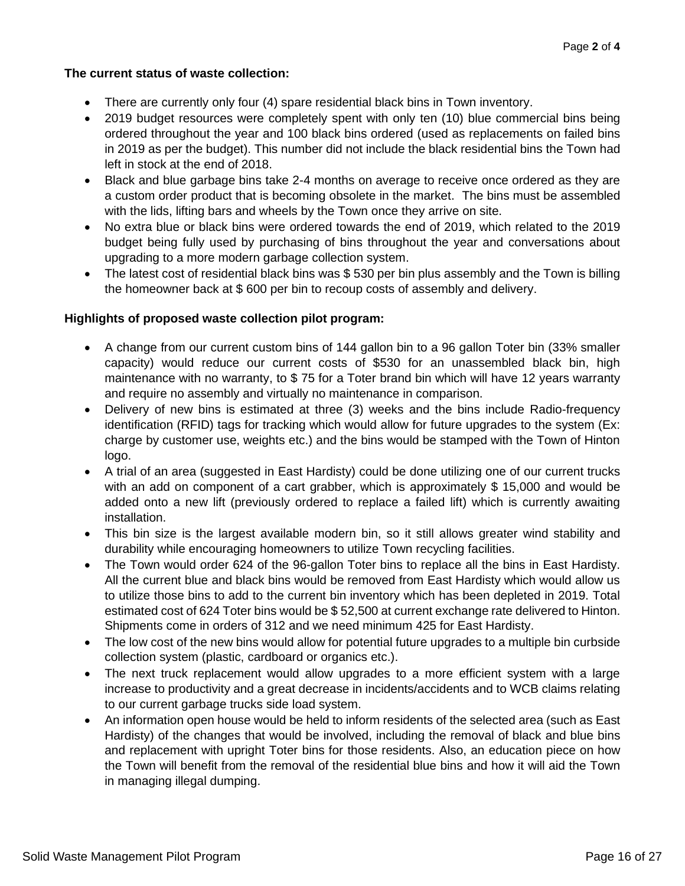**The current status of waste collection:**

- There are currently only four (4) spare residential black bins in Town inventory.
- 2019 budget resources were completely spent with only ten (10) blue commercial bins being ordered throughout the year and 100 black bins ordered (used as replacements on failed bins in 2019 as per the budget). This number did not include the black residential bins the Town had left in stock at the end of 2018.
- Black and blue garbage bins take 2-4 months on average to receive once ordered as they are a custom order product that is becoming obsolete in the market. The bins must be assembled with the lids, lifting bars and wheels by the Town once they arrive on site.
- No extra blue or black bins were ordered towards the end of 2019, which related to the 2019 budget being fully used by purchasing of bins throughout the year and conversations about upgrading to a more modern garbage collection system.
- The latest cost of residential black bins was $ 530 per bin plus assembly and the Town is billing the homeowner back at $ 600 per bin to recoup costs of assembly and delivery.

**Highlights of proposed waste collection pilot program:**

- A change from our current custom bins of 144 gallon bin to a 96 gallon Toter bin (33% smaller capacity) would reduce our current costs of $530 for an unassembled black bin, high maintenance with no warranty, to $ 75 for a Toter brand bin which will have 12 years warranty and require no assembly and virtually no maintenance in comparison.
- Delivery of new bins is estimated at three (3) weeks and the bins include Radio-frequency identification (RFID) tags for tracking which would allow for future upgrades to the system (Ex: charge by customer use, weights etc.) and the bins would be stamped with the Town of Hinton logo.
- A trial of an area (suggested in East Hardisty) could be done utilizing one of our current trucks with an add on component of a cart grabber, which is approximately $ 15,000 and would be added onto a new lift (previously ordered to replace a failed lift) which is currently awaiting installation.
- This bin size is the largest available modern bin, so it still allows greater wind stability and durability while encouraging homeowners to utilize Town recycling facilities.
- The Town would order 624 of the 96-gallon Toter bins to replace all the bins in East Hardisty. All the current blue and black bins would be removed from East Hardisty which would allow us to utilize those bins to add to the current bin inventory which has been depleted in 2019. Total estimated cost of 624 Toter bins would be $ 52,500 at current exchange rate delivered to Hinton. Shipments come in orders of 312 and we need minimum 425 for East Hardisty.
- The low cost of the new bins would allow for potential future upgrades to a multiple bin curbside collection system (plastic, cardboard or organics etc.).
- The next truck replacement would allow upgrades to a more efficient system with a large increase to productivity and a great decrease in incidents/accidents and to WCB claims relating to our current garbage trucks side load system.
- An information open house would be held to inform residents of the selected area (such as East Hardisty) of the changes that would be involved, including the removal of black and blue bins and replacement with upright Toter bins for those residents. Also, an education piece on how the Town will benefit from the removal of the residential blue bins and how it will aid the Town in managing illegal dumping.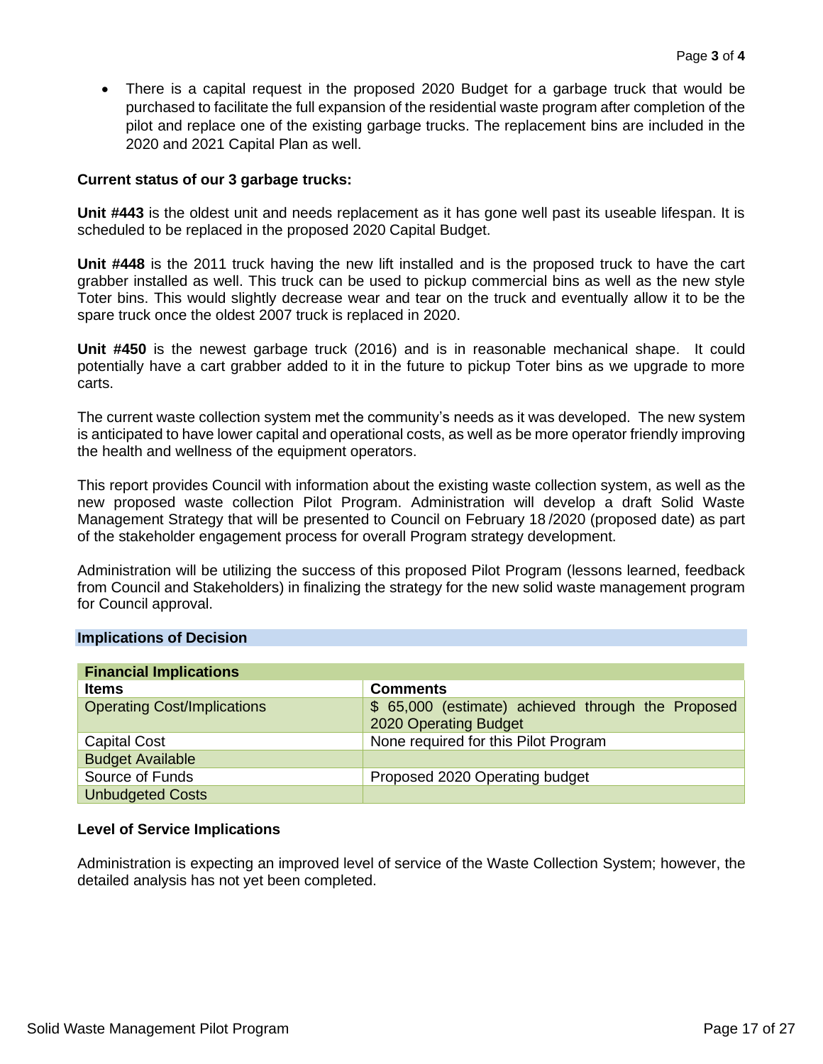- There is a capital request in the proposed 2020 Budget for a garbage truck that would be purchased to facilitate the full expansion of the residential waste program after completion of the pilot and replace one of the existing garbage trucks. The replacement bins are included in the 2020 and 2021 Capital Plan as well.

**Current status of our 3 garbage trucks:**

**Unit #443** is the oldest unit and needs replacement as it has gone well past its useable lifespan. It is scheduled to be replaced in the proposed 2020 Capital Budget.

**Unit #448** is the 2011 truck having the new lift installed and is the proposed truck to have the cart grabber installed as well. This truck can be used to pickup commercial bins as well as the new style Toter bins. This would slightly decrease wear and tear on the truck and eventually allow it to be the spare truck once the oldest 2007 truck is replaced in 2020.

**Unit #450** is the newest garbage truck (2016) and is in reasonable mechanical shape. It could potentially have a cart grabber added to it in the future to pickup Toter bins as we upgrade to more carts.

The current waste collection system met the community's needs as it was developed. The new system is anticipated to have lower capital and operational costs, as well as be more operator friendly improving the health and wellness of the equipment operators.

This report provides Council with information about the existing waste collection system, as well as the new proposed waste collection Pilot Program. Administration will develop a draft Solid Waste Management Strategy that will be presented to Council on February 18 /2020 (proposed date) as part of the stakeholder engagement process for overall Program strategy development.

Administration will be utilizing the success of this proposed Pilot Program (lessons learned, feedback from Council and Stakeholders) in finalizing the strategy for the new solid waste management program for Council approval.

## Implications of Decision

**Financial Implications**

| Items | Comments |
|---|---|
| Operating Cost/Implications | $ 65,000 (estimate) achieved through the Proposed 2020 Operating Budget |
| Capital Cost | None required for this Pilot Program |
| Budget Available | |
| Source of Funds | Proposed 2020 Operating budget |
| Unbudgeted Costs | |

**Level of Service Implications**

Administration is expecting an improved level of service of the Waste Collection System; however, the detailed analysis has not yet been completed.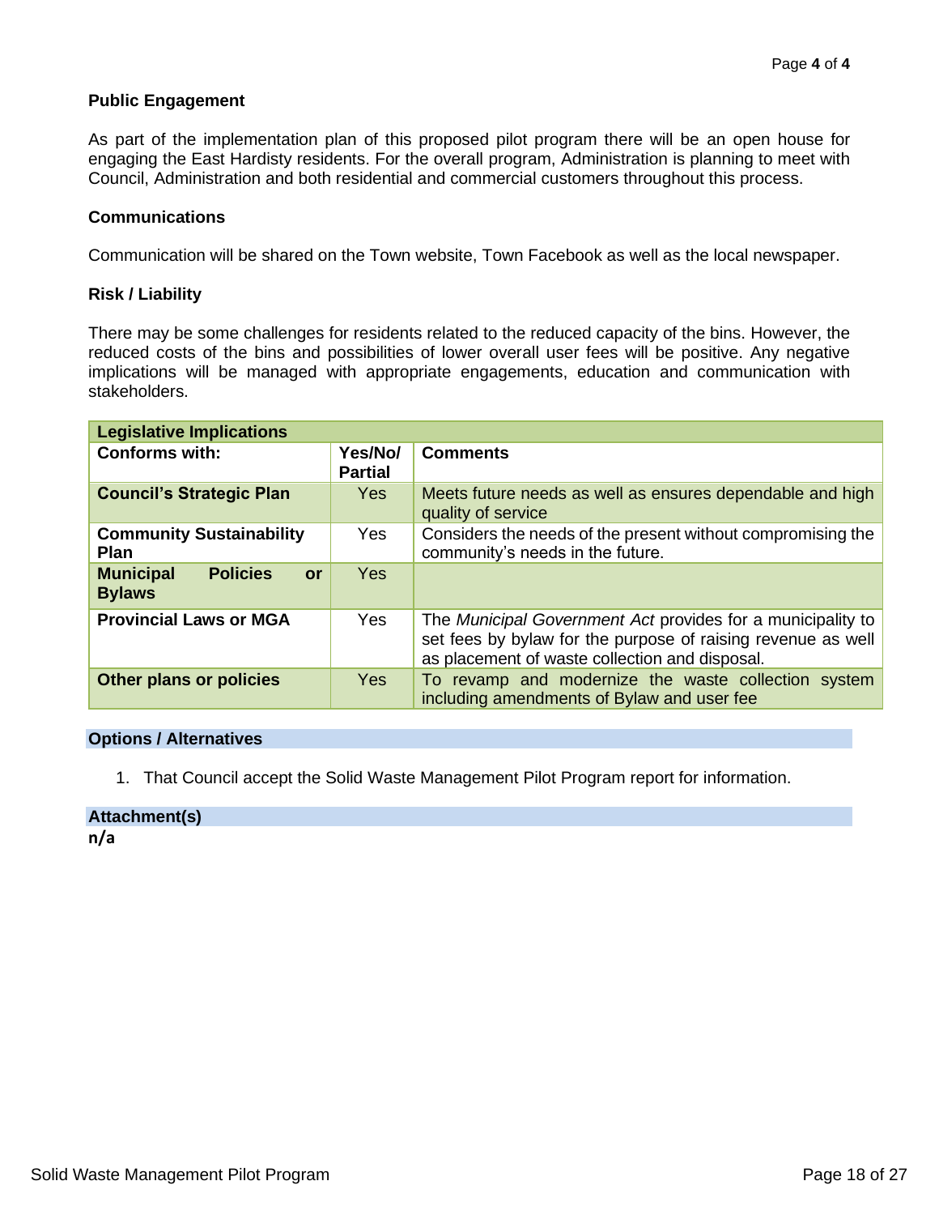**Public Engagement**

As part of the implementation plan of this proposed pilot program there will be an open house for engaging the East Hardisty residents. For the overall program, Administration is planning to meet with Council, Administration and both residential and commercial customers throughout this process.

**Communications**

Communication will be shared on the Town website, Town Facebook as well as the local newspaper.

**Risk / Liability**

There may be some challenges for residents related to the reduced capacity of the bins. However, the reduced costs of the bins and possibilities of lower overall user fees will be positive. Any negative implications will be managed with appropriate engagements, education and communication with stakeholders.

| **Legislative Implications** | | |
|---|---|---|
| **Conforms with:** | **Yes/No/ Partial** | **Comments** |
| **Council's Strategic Plan** | Yes | Meets future needs as well as ensures dependable and high quality of service |
| **Community Sustainability Plan** | Yes | Considers the needs of the present without compromising the community's needs in the future. |
| **Municipal Policies or Bylaws** | Yes | |
| **Provincial Laws or MGA** | Yes | The *Municipal Government Act* provides for a municipality to set fees by bylaw for the purpose of raising revenue as well as placement of waste collection and disposal. |
| **Other plans or policies** | Yes | To revamp and modernize the waste collection system including amendments of Bylaw and user fee |

**Options / Alternatives**

1. That Council accept the Solid Waste Management Pilot Program report for information.

**Attachment(s)**

n/a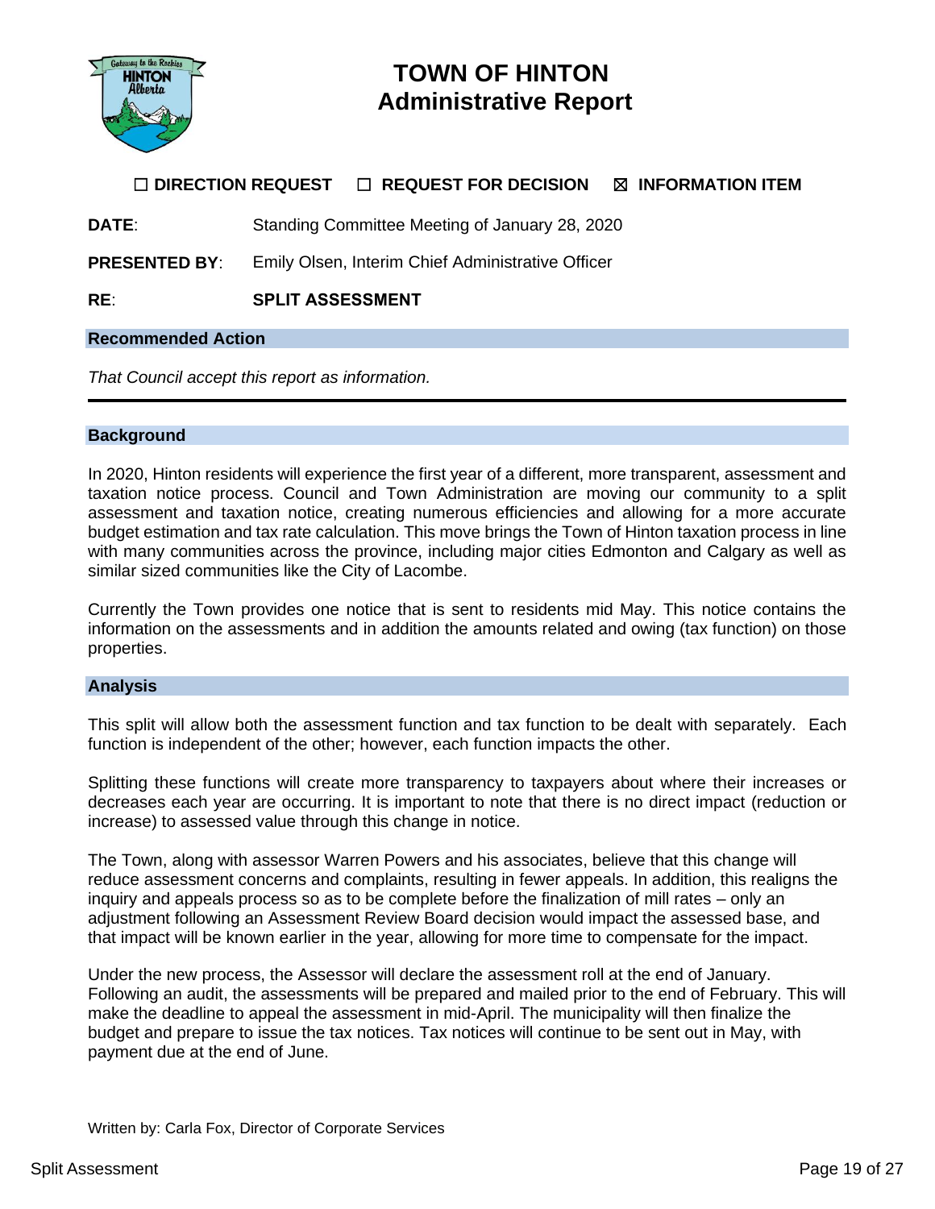# TOWN OF HINTON
# Administrative Report

☐ **DIRECTION REQUEST** ☐ **REQUEST FOR DECISION** ☒ **INFORMATION ITEM**

**DATE**: Standing Committee Meeting of January 28, 2020

**PRESENTED BY**: Emily Olsen, Interim Chief Administrative Officer

**RE**: **SPLIT ASSESSMENT**

## Recommended Action

*That Council accept this report as information.*

---

## Background

In 2020, Hinton residents will experience the first year of a different, more transparent, assessment and taxation notice process. Council and Town Administration are moving our community to a split assessment and taxation notice, creating numerous efficiencies and allowing for a more accurate budget estimation and tax rate calculation. This move brings the Town of Hinton taxation process in line with many communities across the province, including major cities Edmonton and Calgary as well as similar sized communities like the City of Lacombe.

Currently the Town provides one notice that is sent to residents mid May. This notice contains the information on the assessments and in addition the amounts related and owing (tax function) on those properties.

## Analysis

This split will allow both the assessment function and tax function to be dealt with separately. Each function is independent of the other; however, each function impacts the other.

Splitting these functions will create more transparency to taxpayers about where their increases or decreases each year are occurring. It is important to note that there is no direct impact (reduction or increase) to assessed value through this change in notice.

The Town, along with assessor Warren Powers and his associates, believe that this change will reduce assessment concerns and complaints, resulting in fewer appeals. In addition, this realigns the inquiry and appeals process so as to be complete before the finalization of mill rates – only an adjustment following an Assessment Review Board decision would impact the assessed base, and that impact will be known earlier in the year, allowing for more time to compensate for the impact.

Under the new process, the Assessor will declare the assessment roll at the end of January. Following an audit, the assessments will be prepared and mailed prior to the end of February. This will make the deadline to appeal the assessment in mid-April. The municipality will then finalize the budget and prepare to issue the tax notices. Tax notices will continue to be sent out in May, with payment due at the end of June.

Written by: Carla Fox, Director of Corporate Services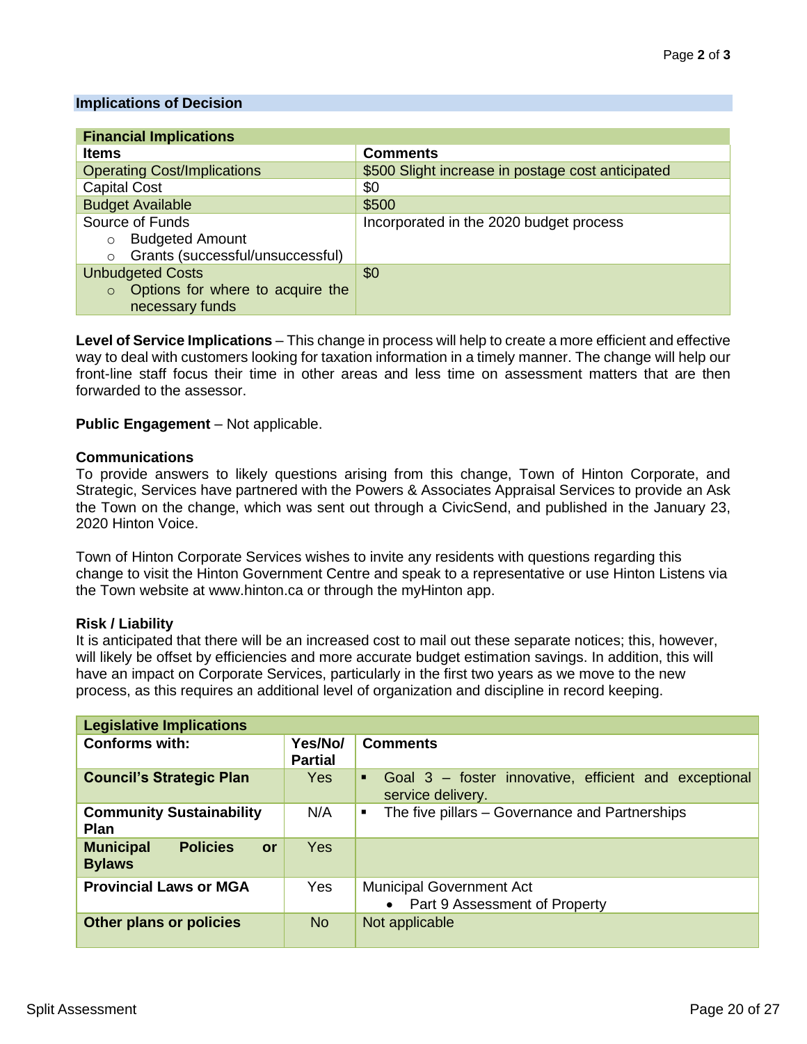## Implications of Decision

| Financial Implications | |
|---|---|
| **Items** | **Comments** |
| Operating Cost/Implications | $500 Slight increase in postage cost anticipated |
| Capital Cost | $0 |
| Budget Available | $500 |
| Source of Funds<br>○ Budgeted Amount<br>○ Grants (successful/unsuccessful) | Incorporated in the 2020 budget process |
| Unbudgeted Costs<br>○ Options for where to acquire the necessary funds | $0 |

**Level of Service Implications** – This change in process will help to create a more efficient and effective way to deal with customers looking for taxation information in a timely manner. The change will help our front-line staff focus their time in other areas and less time on assessment matters that are then forwarded to the assessor.

**Public Engagement** – Not applicable.

**Communications**

To provide answers to likely questions arising from this change, Town of Hinton Corporate, and Strategic, Services have partnered with the Powers & Associates Appraisal Services to provide an Ask the Town on the change, which was sent out through a CivicSend, and published in the January 23, 2020 Hinton Voice.

Town of Hinton Corporate Services wishes to invite any residents with questions regarding this change to visit the Hinton Government Centre and speak to a representative or use Hinton Listens via the Town website at www.hinton.ca or through the myHinton app.

**Risk / Liability**

It is anticipated that there will be an increased cost to mail out these separate notices; this, however, will likely be offset by efficiencies and more accurate budget estimation savings. In addition, this will have an impact on Corporate Services, particularly in the first two years as we move to the new process, as this requires an additional level of organization and discipline in record keeping.

| Legislative Implications | | |
|---|---|---|
| **Conforms with:** | **Yes/No/ Partial** | **Comments** |
| **Council's Strategic Plan** | Yes | ▪ Goal 3 – foster innovative, efficient and exceptional service delivery. |
| **Community Sustainability Plan** | N/A | ▪ The five pillars – Governance and Partnerships |
| **Municipal Policies or Bylaws** | Yes | |
| **Provincial Laws or MGA** | Yes | Municipal Government Act<br>• Part 9 Assessment of Property |
| **Other plans or policies** | No | Not applicable |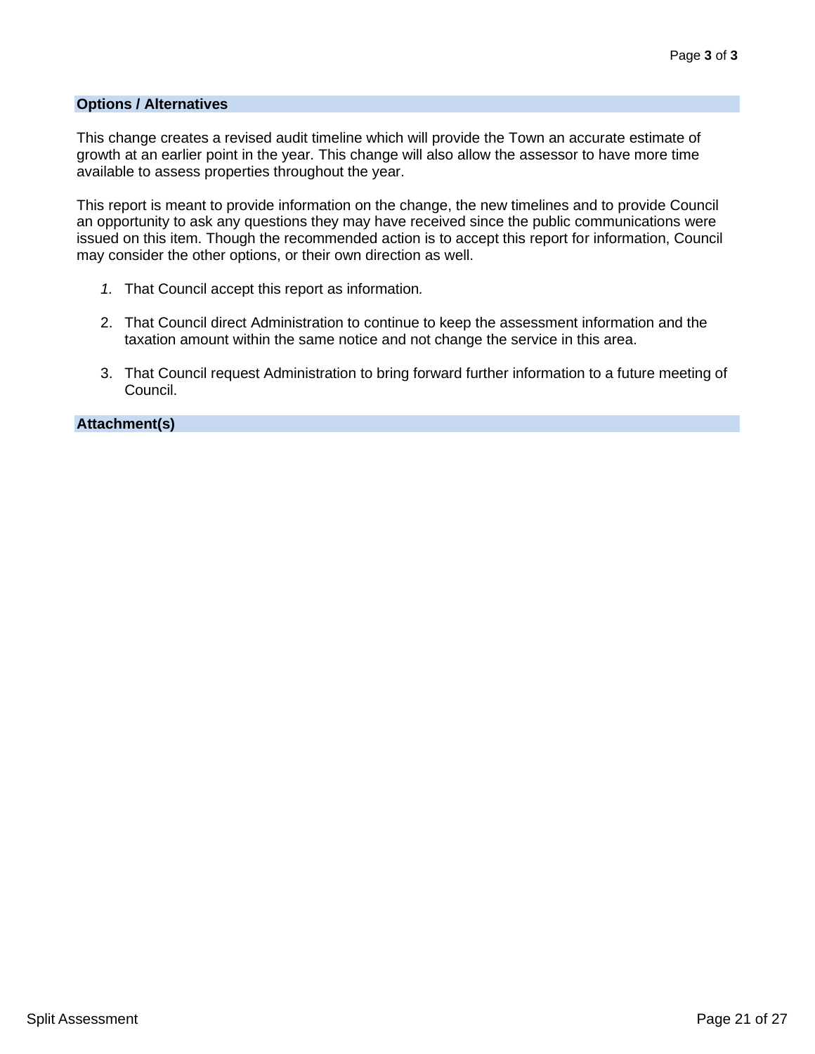## Options / Alternatives

This change creates a revised audit timeline which will provide the Town an accurate estimate of growth at an earlier point in the year. This change will also allow the assessor to have more time available to assess properties throughout the year.

This report is meant to provide information on the change, the new timelines and to provide Council an opportunity to ask any questions they may have received since the public communications were issued on this item. Though the recommended action is to accept this report for information, Council may consider the other options, or their own direction as well.

1. That Council accept this report as information.

2. That Council direct Administration to continue to keep the assessment information and the taxation amount within the same notice and not change the service in this area.

3. That Council request Administration to bring forward further information to a future meeting of Council.

## Attachment(s)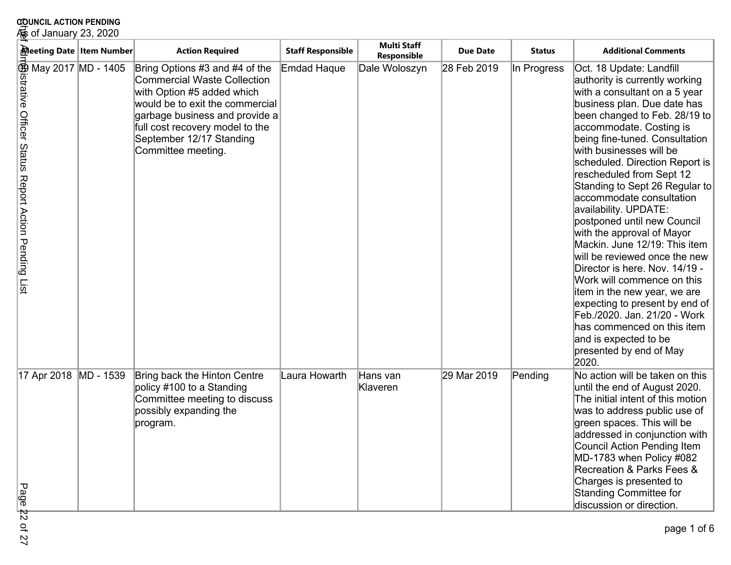**COUNCIL ACTION PENDING**
As of January 23, 2020

| Meeting Date | Item Number | Action Required | Staff Responsible | Multi Staff Responsible | Due Date | Status | Additional Comments |
|---|---|---|---|---|---|---|---|
| 09 May 2017 | MD - 1405 | Bring Options #3 and #4 of the Commercial Waste Collection with Option #5 added which would be to exit the commercial garbage business and provide a full cost recovery model to the September 12/17 Standing Committee meeting. | Emdad Haque | Dale Woloszyn | 28 Feb 2019 | In Progress | Oct. 18 Update: Landfill authority is currently working with a consultant on a 5 year business plan. Due date has been changed to Feb. 28/19 to accommodate. Costing is being fine-tuned. Consultation with businesses will be scheduled. Direction Report is rescheduled from Sept 12 Standing to Sept 26 Regular to accommodate consultation availability. UPDATE: postponed until new Council with the approval of Mayor Mackin. June 12/19: This item will be reviewed once the new Director is here. Nov. 14/19 - Work will commence on this item in the new year, we are expecting to present by end of Feb./2020. Jan. 21/20 - Work has commenced on this item and is expected to be presented by end of May 2020. |
| 17 Apr 2018 | MD - 1539 | Bring back the Hinton Centre policy #100 to a Standing Committee meeting to discuss possibly expanding the program. | Laura Howarth | Hans van Klaveren | 29 Mar 2019 | Pending | No action will be taken on this until the end of August 2020. The initial intent of this motion was to address public use of green spaces. This will be addressed in conjunction with Council Action Pending Item MD-1783 when Policy #082 Recreation & Parks Fees & Charges is presented to Standing Committee for discussion or direction. |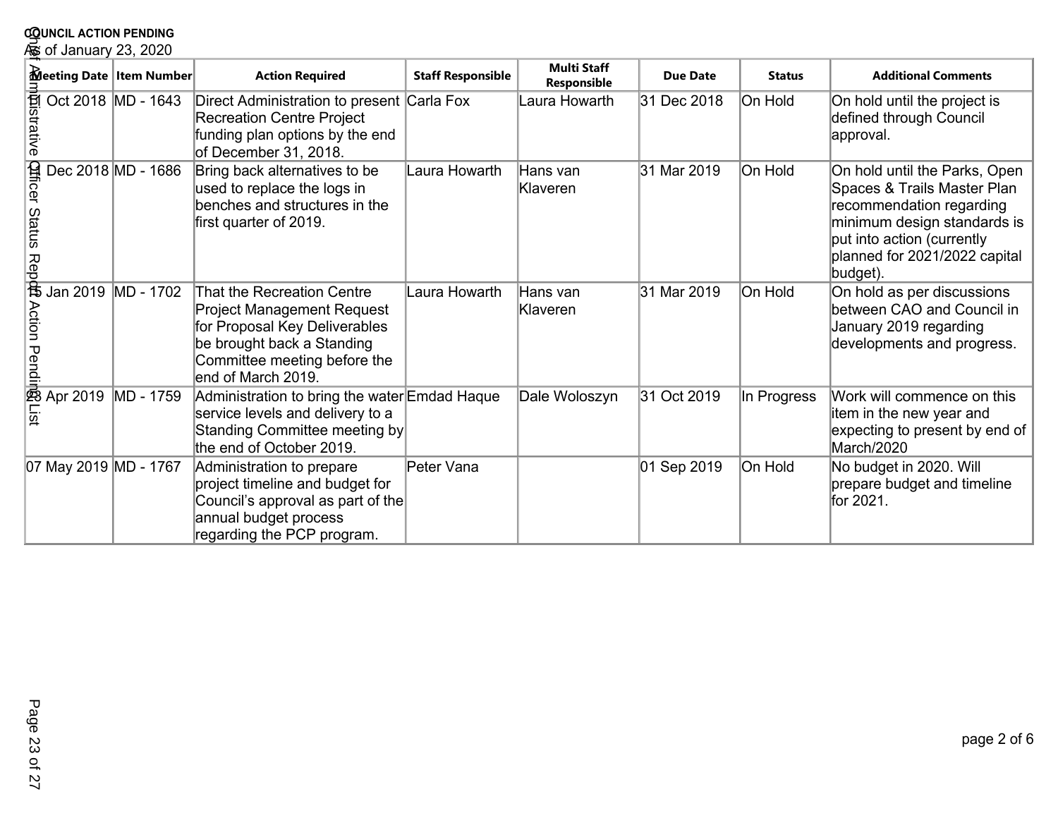**COUNCIL ACTION PENDING**

As of January 23, 2020

| Meeting Date | Item Number | Action Required | Staff Responsible | Multi Staff Responsible | Due Date | Status | Additional Comments |
|---|---|---|---|---|---|---|---|
| 11 Oct 2018 | MD - 1643 | Direct Administration to present Recreation Centre Project funding plan options by the end of December 31, 2018. | Carla Fox | Laura Howarth | 31 Dec 2018 | On Hold | On hold until the project is defined through Council approval. |
| 11 Dec 2018 | MD - 1686 | Bring back alternatives to be used to replace the logs in benches and structures in the first quarter of 2019. | Laura Howarth | Hans van Klaveren | 31 Mar 2019 | On Hold | On hold until the Parks, Open Spaces & Trails Master Plan recommendation regarding minimum design standards is put into action (currently planned for 2021/2022 capital budget). |
| 15 Jan 2019 | MD - 1702 | That the Recreation Centre Project Management Request for Proposal Key Deliverables be brought back a Standing Committee meeting before the end of March 2019. | Laura Howarth | Hans van Klaveren | 31 Mar 2019 | On Hold | On hold as per discussions between CAO and Council in January 2019 regarding developments and progress. |
| 23 Apr 2019 | MD - 1759 | Administration to bring the water service levels and delivery to a Standing Committee meeting by the end of October 2019. | Emdad Haque | Dale Woloszyn | 31 Oct 2019 | In Progress | Work will commence on this item in the new year and expecting to present by end of March/2020 |
| 07 May 2019 | MD - 1767 | Administration to prepare project timeline and budget for Council's approval as part of the annual budget process regarding the PCP program. | Peter Vana | | 01 Sep 2019 | On Hold | No budget in 2020. Will prepare budget and timeline for 2021. |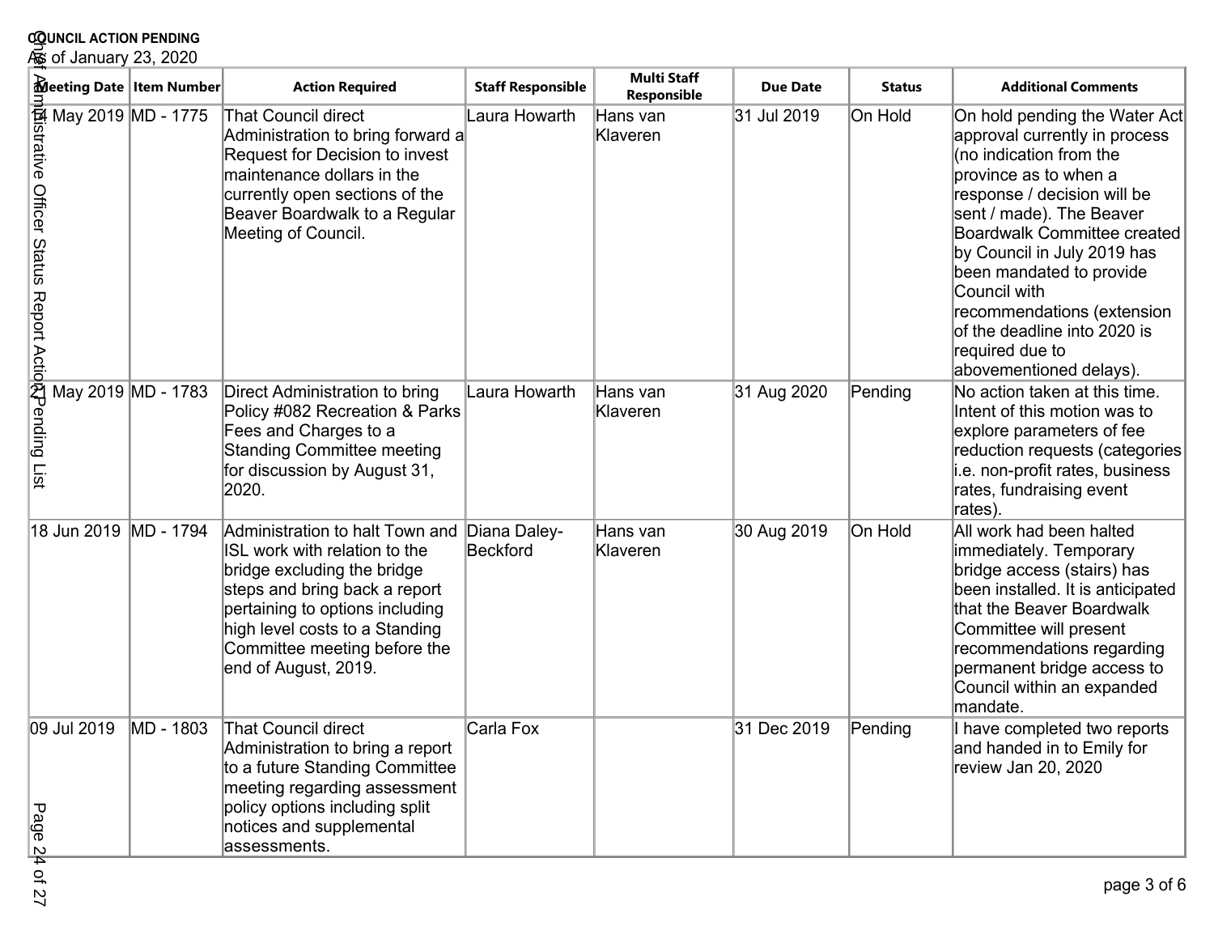**COUNCIL ACTION PENDING**
As of January 23, 2020

| Meeting Date | Item Number | Action Required | Staff Responsible | Multi Staff Responsible | Due Date | Status | Additional Comments |
| --- | --- | --- | --- | --- | --- | --- | --- |
| 14 May 2019 | MD - 1775 | That Council direct Administration to bring forward a Request for Decision to invest maintenance dollars in the currently open sections of the Beaver Boardwalk to a Regular Meeting of Council. | Laura Howarth | Hans van Klaveren | 31 Jul 2019 | On Hold | On hold pending the Water Act approval currently in process (no indication from the province as to when a response / decision will be sent / made). The Beaver Boardwalk Committee created by Council in July 2019 has been mandated to provide Council with recommendations (extension of the deadline into 2020 is required due to abovementioned delays). |
| 21 May 2019 | MD - 1783 | Direct Administration to bring Policy #082 Recreation & Parks Fees and Charges to a Standing Committee meeting for discussion by August 31, 2020. | Laura Howarth | Hans van Klaveren | 31 Aug 2020 | Pending | No action taken at this time. Intent of this motion was to explore parameters of fee reduction requests (categories i.e. non-profit rates, business rates, fundraising event rates). |
| 18 Jun 2019 | MD - 1794 | Administration to halt Town and ISL work with relation to the bridge excluding the bridge steps and bring back a report pertaining to options including high level costs to a Standing Committee meeting before the end of August, 2019. | Diana Daley-Beckford | Hans van Klaveren | 30 Aug 2019 | On Hold | All work had been halted immediately. Temporary bridge access (stairs) has been installed. It is anticipated that the Beaver Boardwalk Committee will present recommendations regarding permanent bridge access to Council within an expanded mandate. |
| 09 Jul 2019 | MD - 1803 | That Council direct Administration to bring a report to a future Standing Committee meeting regarding assessment policy options including split notices and supplemental assessments. | Carla Fox | | 31 Dec 2019 | Pending | I have completed two reports and handed in to Emily for review Jan 20, 2020 |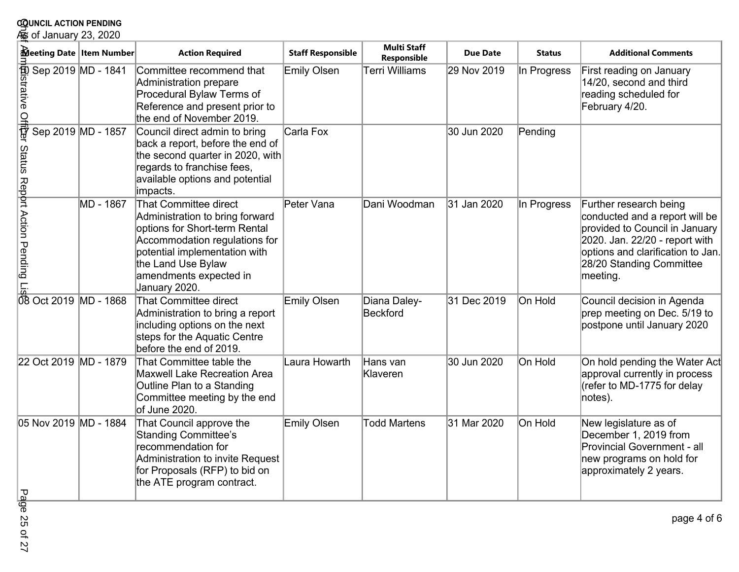**COUNCIL ACTION PENDING**
As of January 23, 2020

| Meeting Date | Item Number | Action Required | Staff Responsible | Multi Staff Responsible | Due Date | Status | Additional Comments |
|---|---|---|---|---|---|---|---|
| 10 Sep 2019 | MD - 1841 | Committee recommend that Administration prepare Procedural Bylaw Terms of Reference and present prior to the end of November 2019. | Emily Olsen | Terri Williams | 29 Nov 2019 | In Progress | First reading on January 14/20, second and third reading scheduled for February 4/20. |
| 17 Sep 2019 | MD - 1857 | Council direct admin to bring back a report, before the end of the second quarter in 2020, with regards to franchise fees, available options and potential impacts. | Carla Fox | | 30 Jun 2020 | Pending | |
| | MD - 1867 | That Committee direct Administration to bring forward options for Short-term Rental Accommodation regulations for potential implementation with the Land Use Bylaw amendments expected in January 2020. | Peter Vana | Dani Woodman | 31 Jan 2020 | In Progress | Further research being conducted and a report will be provided to Council in January 2020. Jan. 22/20 - report with options and clarification to Jan. 28/20 Standing Committee meeting. |
| 08 Oct 2019 | MD - 1868 | That Committee direct Administration to bring a report including options on the next steps for the Aquatic Centre before the end of 2019. | Emily Olsen | Diana Daley-Beckford | 31 Dec 2019 | On Hold | Council decision in Agenda prep meeting on Dec. 5/19 to postpone until January 2020 |
| 22 Oct 2019 | MD - 1879 | That Committee table the Maxwell Lake Recreation Area Outline Plan to a Standing Committee meeting by the end of June 2020. | Laura Howarth | Hans van Klaveren | 30 Jun 2020 | On Hold | On hold pending the Water Act approval currently in process (refer to MD-1775 for delay notes). |
| 05 Nov 2019 | MD - 1884 | That Council approve the Standing Committee's recommendation for Administration to invite Request for Proposals (RFP) to bid on the ATE program contract. | Emily Olsen | Todd Martens | 31 Mar 2020 | On Hold | New legislature as of December 1, 2019 from Provincial Government - all new programs on hold for approximately 2 years. |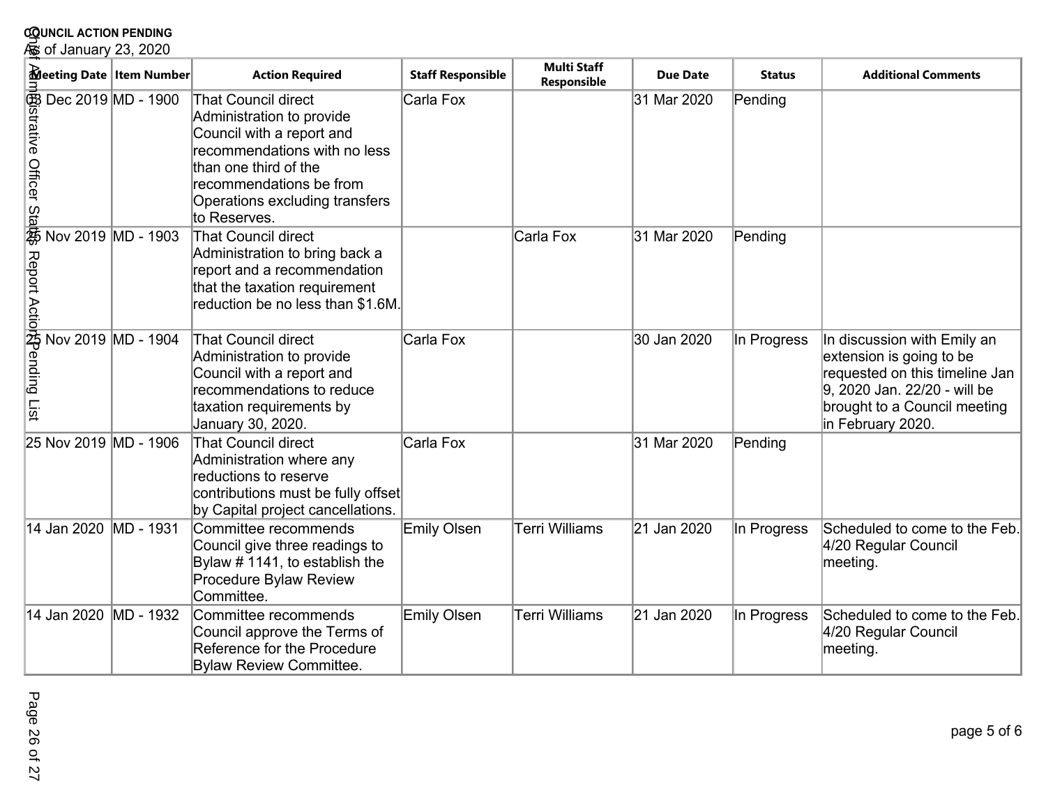**COUNCIL ACTION PENDING**
As of January 23, 2020

| Meeting Date | Item Number | Action Required | Staff Responsible | Multi Staff Responsible | Due Date | Status | Additional Comments |
|---|---|---|---|---|---|---|---|
| 03 Dec 2019 | MD - 1900 | That Council direct Administration to provide Council with a report and recommendations with no less than one third of the recommendations be from Operations excluding transfers to Reserves. | Carla Fox | | 31 Mar 2020 | Pending | |
| 25 Nov 2019 | MD - 1903 | That Council direct Administration to bring back a report and a recommendation that the taxation requirement reduction be no less than $1.6M. | | Carla Fox | 31 Mar 2020 | Pending | |
| 25 Nov 2019 | MD - 1904 | That Council direct Administration to provide Council with a report and recommendations to reduce taxation requirements by January 30, 2020. | Carla Fox | | 30 Jan 2020 | In Progress | In discussion with Emily an extension is going to be requested on this timeline Jan 9, 2020 Jan. 22/20 - will be brought to a Council meeting in February 2020. |
| 25 Nov 2019 | MD - 1906 | That Council direct Administration where any reductions to reserve contributions must be fully offset by Capital project cancellations. | Carla Fox | | 31 Mar 2020 | Pending | |
| 14 Jan 2020 | MD - 1931 | Committee recommends Council give three readings to Bylaw # 1141, to establish the Procedure Bylaw Review Committee. | Emily Olsen | Terri Williams | 21 Jan 2020 | In Progress | Scheduled to come to the Feb. 4/20 Regular Council meeting. |
| 14 Jan 2020 | MD - 1932 | Committee recommends Council approve the Terms of Reference for the Procedure Bylaw Review Committee. | Emily Olsen | Terri Williams | 21 Jan 2020 | In Progress | Scheduled to come to the Feb. 4/20 Regular Council meeting. |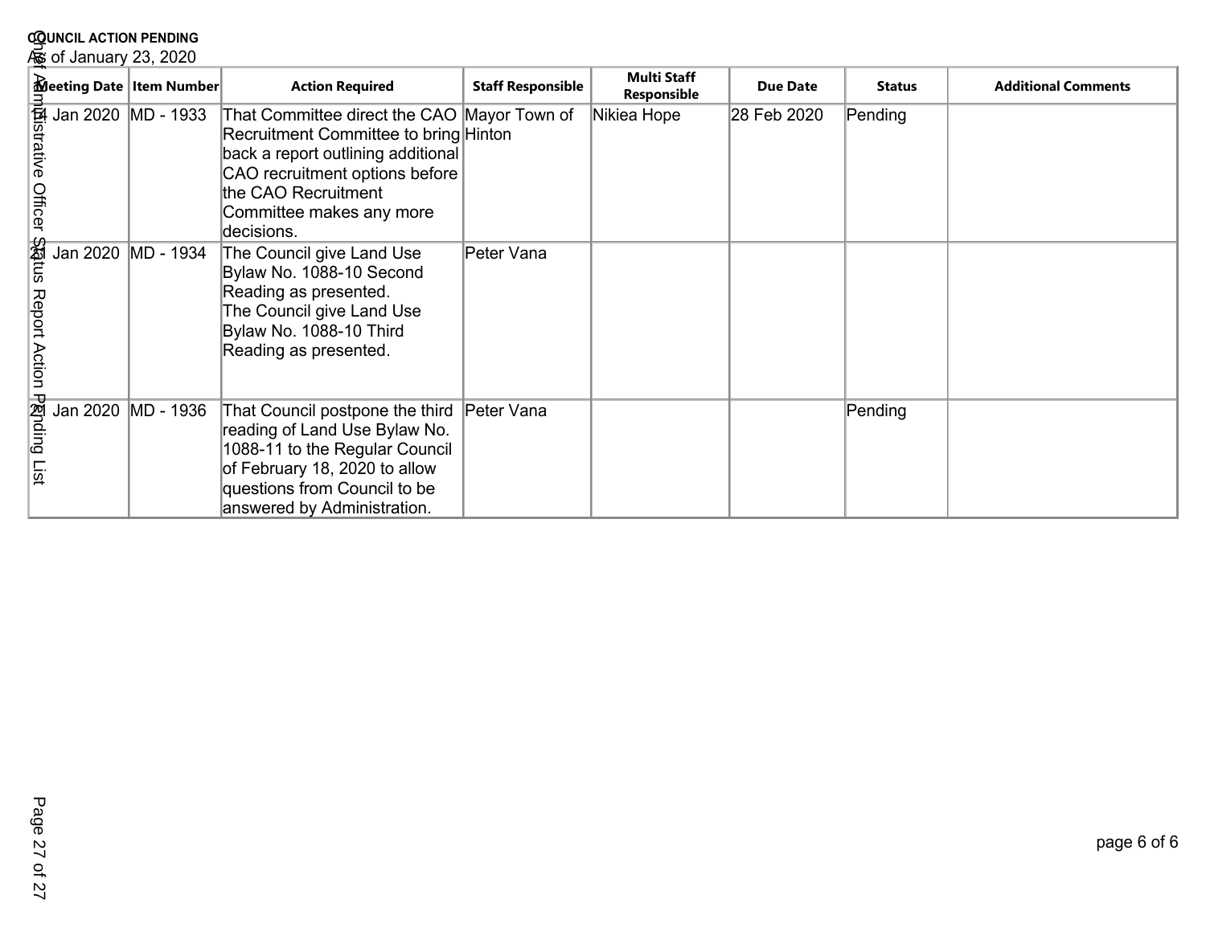**COUNCIL ACTION PENDING**

As of January 23, 2020

| Meeting Date | Item Number | Action Required | Staff Responsible | Multi Staff Responsible | Due Date | Status | Additional Comments |
|---|---|---|---|---|---|---|---|
| 14 Jan 2020 | MD - 1933 | That Committee direct the CAO Recruitment Committee to bring back a report outlining additional CAO recruitment options before the CAO Recruitment Committee makes any more decisions. | Mayor Town of Hinton | Nikiea Hope | 28 Feb 2020 | Pending | |
| 21 Jan 2020 | MD - 1934 | The Council give Land Use Bylaw No. 1088-10 Second Reading as presented.<br>The Council give Land Use Bylaw No. 1088-10 Third Reading as presented. | Peter Vana | | | | |
| 21 Jan 2020 | MD - 1936 | That Council postpone the third reading of Land Use Bylaw No. 1088-11 to the Regular Council of February 18, 2020 to allow questions from Council to be answered by Administration. | Peter Vana | | | Pending | |